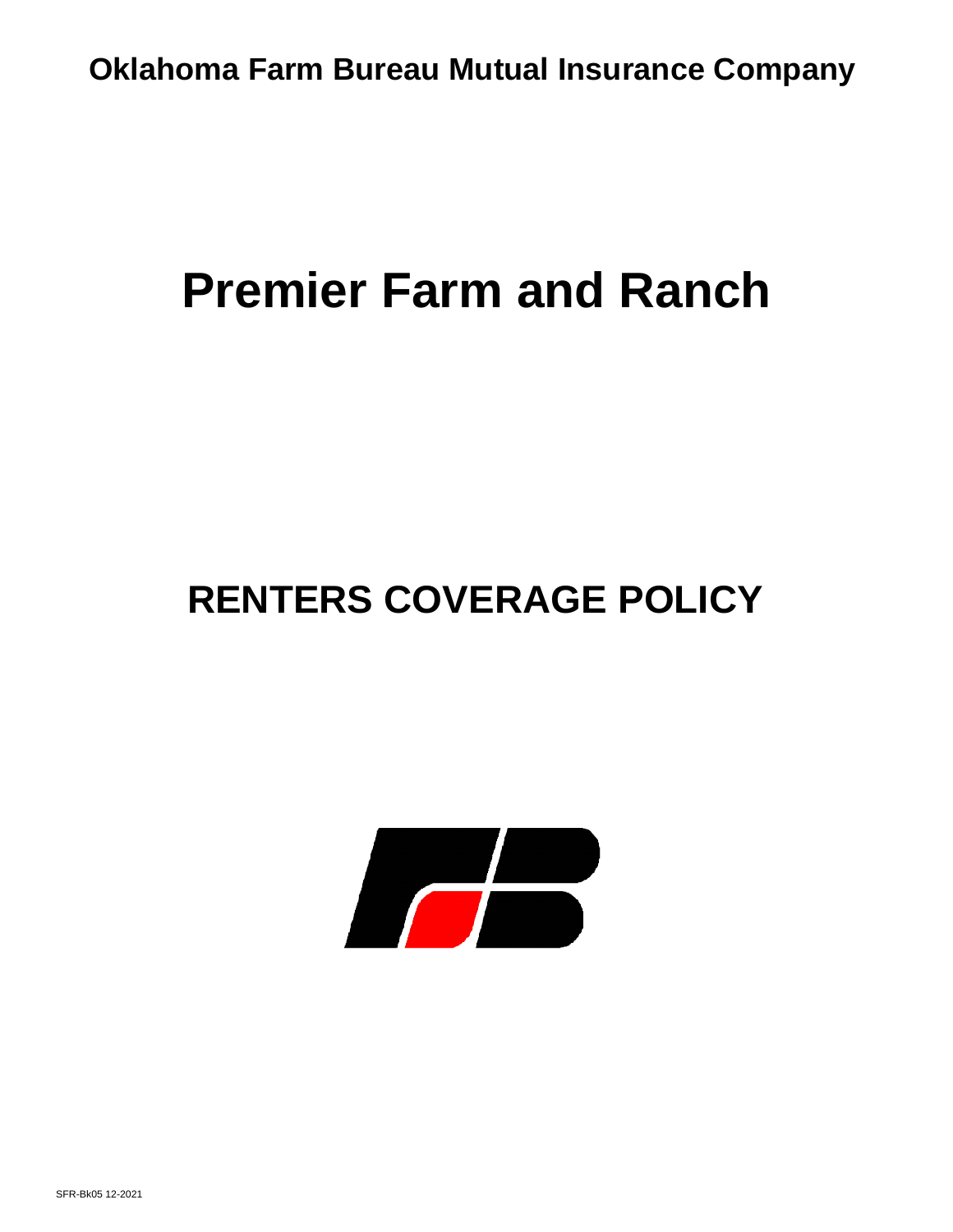**Oklahoma Farm Bureau Mutual Insurance Company**

# Premier Farm and Ranch

## RENTERS COVERAGE POLICY

SFR-Bk05 12-2021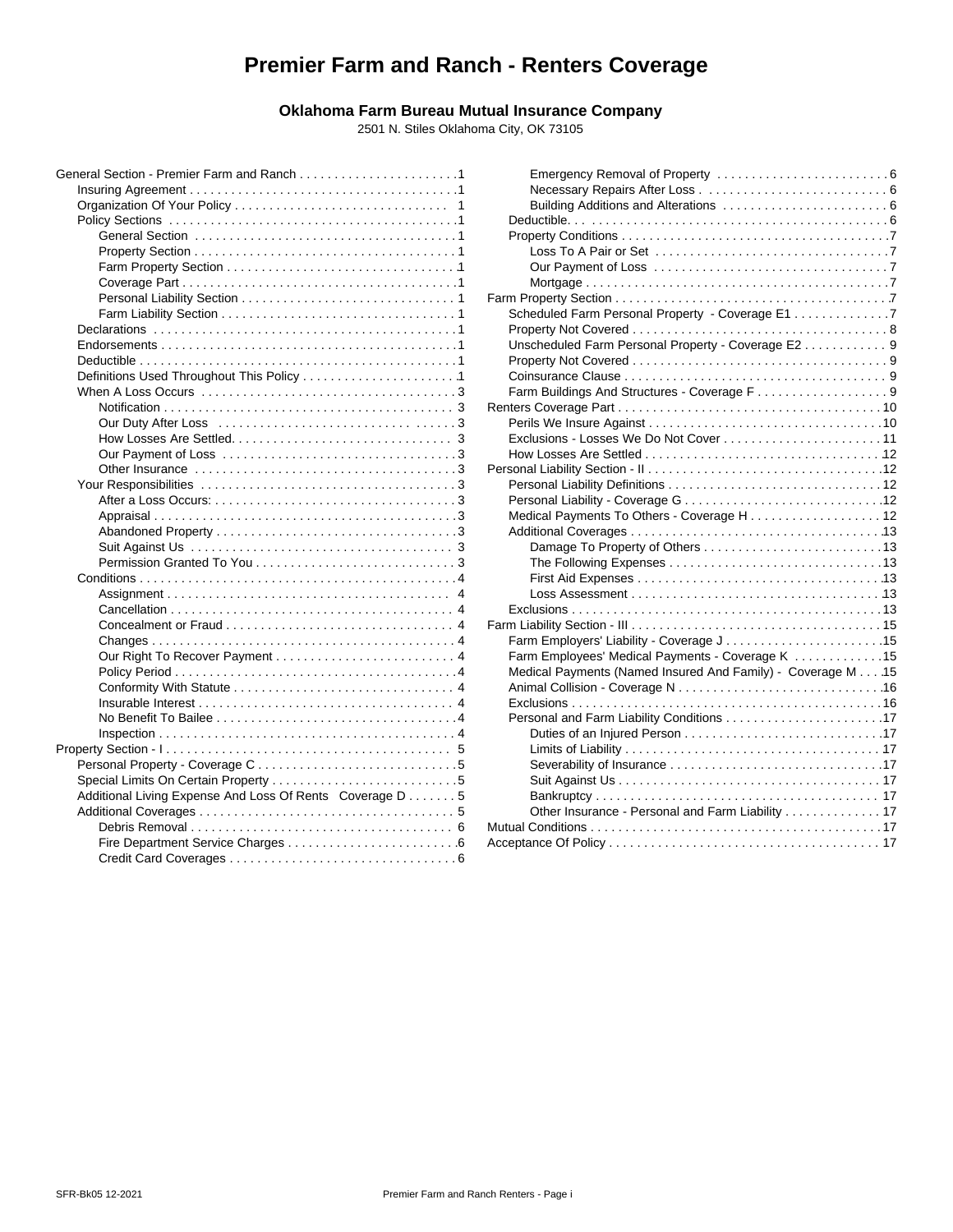# Premier Farm and Ranch - Renters Coverage

**Oklahoma Farm Bureau Mutual Insurance Company**

2501 N. Stiles Oklahoma City, OK 73105

- General Section - Premier Farm and Ranch ....................... 1
  - Insuring Agreement ....................... 1
  - Organization Of Your Policy ....................... 1
  - Policy Sections ....................... 1
    - General Section ....................... 1
    - Property Section ....................... 1
    - Farm Property Section ....................... 1
    - Coverage Part ....................... 1
    - Personal Liability Section ....................... 1
    - Farm Liability Section ....................... 1
  - Declarations ....................... 1
  - Endorsements ....................... 1
  - Deductible ....................... 1
  - Definitions Used Throughout This Policy ....................... 1
  - When A Loss Occurs ....................... 3
    - Notification ....................... 3
    - Our Duty After Loss ....................... 3
    - How Losses Are Settled. ....................... 3
    - Our Payment of Loss ....................... 3
    - Other Insurance ....................... 3
  - Your Responsibilities ....................... 3
    - After a Loss Occurs: ....................... 3
    - Appraisal ....................... 3
    - Abandoned Property ....................... 3
    - Suit Against Us ....................... 3
    - Permission Granted To You ....................... 3
  - Conditions ....................... 4
    - Assignment ....................... 4
    - Cancellation ....................... 4
    - Concealment or Fraud ....................... 4
    - Changes ....................... 4
    - Our Right To Recover Payment ....................... 4
    - Policy Period ....................... 4
    - Conformity With Statute ....................... 4
    - Insurable Interest ....................... 4
    - No Benefit To Bailee ....................... 4
    - Inspection ....................... 4
- Property Section - I ....................... 5
  - Personal Property - Coverage C ....................... 5
  - Special Limits On Certain Property ....................... 5
  - Additional Living Expense And Loss Of Rents Coverage D ....................... 5
  - Additional Coverages ....................... 5
    - Debris Removal ....................... 6
    - Fire Department Service Charges ....................... 6
    - Credit Card Coverages ....................... 6
    - Emergency Removal of Property ....................... 6
    - Necessary Repairs After Loss ....................... 6
    - Building Additions and Alterations ....................... 6
  - Deductible. ....................... 6
  - Property Conditions ....................... 7
    - Loss To A Pair or Set ....................... 7
    - Our Payment of Loss ....................... 7
    - Mortgage ....................... 7
- Farm Property Section ....................... 7
  - Scheduled Farm Personal Property - Coverage E1 ....................... 7
  - Property Not Covered ....................... 8
  - Unscheduled Farm Personal Property - Coverage E2 ....................... 9
  - Property Not Covered ....................... 9
  - Coinsurance Clause ....................... 9
  - Farm Buildings And Structures - Coverage F ....................... 9
- Renters Coverage Part ....................... 10
  - Perils We Insure Against ....................... 10
  - Exclusions - Losses We Do Not Cover ....................... 11
  - How Losses Are Settled ....................... 12
- Personal Liability Section - II ....................... 12
  - Personal Liability Definitions ....................... 12
  - Personal Liability - Coverage G ....................... 12
  - Medical Payments To Others - Coverage H ....................... 12
  - Additional Coverages ....................... 13
    - Damage To Property of Others ....................... 13
    - The Following Expenses ....................... 13
    - First Aid Expenses ....................... 13
    - Loss Assessment ....................... 13
  - Exclusions ....................... 13
- Farm Liability Section - III ....................... 15
  - Farm Employers' Liability - Coverage J ....................... 15
  - Farm Employees' Medical Payments - Coverage K ....................... 15
  - Medical Payments (Named Insured And Family) - Coverage M ....................... 15
  - Animal Collision - Coverage N ....................... 16
  - Exclusions ....................... 16
  - Personal and Farm Liability Conditions ....................... 17
    - Duties of an Injured Person ....................... 17
    - Limits of Liability ....................... 17
    - Severability of Insurance ....................... 17
    - Suit Against Us ....................... 17
    - Bankruptcy ....................... 17
    - Other Insurance - Personal and Farm Liability ....................... 17
- Mutual Conditions ....................... 17
- Acceptance Of Policy ....................... 17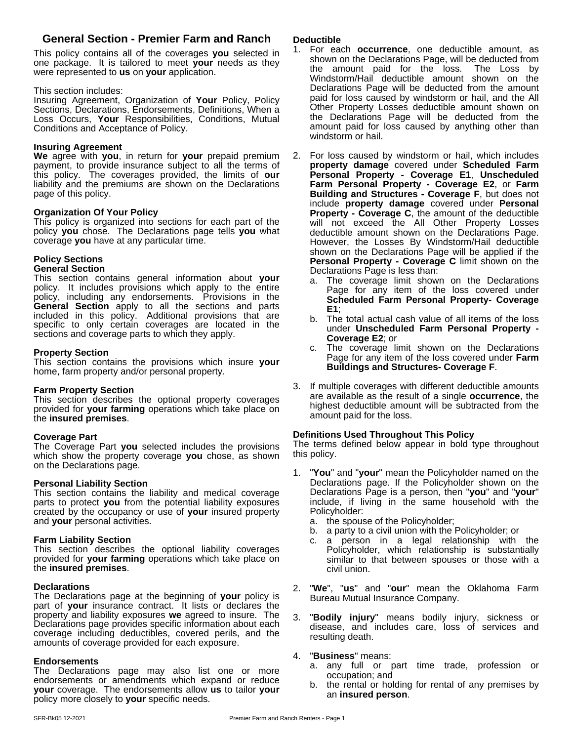## General Section - Premier Farm and Ranch

This policy contains all of the coverages **you** selected in one package. It is tailored to meet **your** needs as they were represented to **us** on **your** application.

This section includes:
Insuring Agreement, Organization of **Your** Policy, Policy Sections, Declarations, Endorsements, Definitions, When a Loss Occurs, **Your** Responsibilities, Conditions, Mutual Conditions and Acceptance of Policy.

### Insuring Agreement

**We** agree with **you**, in return for **your** prepaid premium payment, to provide insurance subject to all the terms of this policy. The coverages provided, the limits of **our** liability and the premiums are shown on the Declarations page of this policy.

### Organization Of Your Policy

This policy is organized into sections for each part of the policy **you** chose. The Declarations page tells **you** what coverage **you** have at any particular time.

### Policy Sections

#### General Section

This section contains general information about **your** policy. It includes provisions which apply to the entire policy, including any endorsements. Provisions in the **General Section** apply to all the sections and parts included in this policy. Additional provisions that are specific to only certain coverages are located in the sections and coverage parts to which they apply.

#### Property Section

This section contains the provisions which insure **your** home, farm property and/or personal property.

#### Farm Property Section

This section describes the optional property coverages provided for **your farming** operations which take place on the **insured premises**.

#### Coverage Part

The Coverage Part **you** selected includes the provisions which show the property coverage **you** chose, as shown on the Declarations page.

#### Personal Liability Section

This section contains the liability and medical coverage parts to protect **you** from the potential liability exposures created by the occupancy or use of **your** insured property and **your** personal activities.

#### Farm Liability Section

This section describes the optional liability coverages provided for **your farming** operations which take place on the **insured premises**.

### Declarations

The Declarations page at the beginning of **your** policy is part of **your** insurance contract. It lists or declares the property and liability exposures **we** agreed to insure. The Declarations page provides specific information about each coverage including deductibles, covered perils, and the amounts of coverage provided for each exposure.

### Endorsements

The Declarations page may also list one or more endorsements or amendments which expand or reduce **your** coverage. The endorsements allow **us** to tailor **your** policy more closely to **your** specific needs.

### Deductible

1. For each **occurrence**, one deductible amount, as shown on the Declarations Page, will be deducted from the amount paid for the loss. The Loss by Windstorm/Hail deductible amount shown on the Declarations Page will be deducted from the amount paid for loss caused by windstorm or hail, and the All Other Property Losses deductible amount shown on the Declarations Page will be deducted from the amount paid for loss caused by anything other than windstorm or hail.
2. For loss caused by windstorm or hail, which includes **property damage** covered under **Scheduled Farm Personal Property - Coverage E1**, **Unscheduled Farm Personal Property - Coverage E2**, or **Farm Building and Structures - Coverage F**, but does not include **property damage** covered under **Personal Property - Coverage C**, the amount of the deductible will not exceed the All Other Property Losses deductible amount shown on the Declarations Page. However, the Losses By Windstorm/Hail deductible shown on the Declarations Page will be applied if the **Personal Property - Coverage C** limit shown on the Declarations Page is less than:
   a. The coverage limit shown on the Declarations Page for any item of the loss covered under **Scheduled Farm Personal Property- Coverage E1**;
   b. The total actual cash value of all items of the loss under **Unscheduled Farm Personal Property - Coverage E2**; or
   c. The coverage limit shown on the Declarations Page for any item of the loss covered under **Farm Buildings and Structures- Coverage F**.
3. If multiple coverages with different deductible amounts are available as the result of a single **occurrence**, the highest deductible amount will be subtracted from the amount paid for the loss.

### Definitions Used Throughout This Policy

The terms defined below appear in bold type throughout this policy.

1. "**You**" and "**your**" mean the Policyholder named on the Declarations page. If the Policyholder shown on the Declarations Page is a person, then "**you**" and "**your**" include, if living in the same household with the Policyholder:
   a. the spouse of the Policyholder;
   b. a party to a civil union with the Policyholder; or
   c. a person in a legal relationship with the Policyholder, which relationship is substantially similar to that between spouses or those with a civil union.
2. "**We**", "**us**" and "**our**" mean the Oklahoma Farm Bureau Mutual Insurance Company.
3. "**Bodily injury**" means bodily injury, sickness or disease, and includes care, loss of services and resulting death.
4. "**Business**" means:
   a. any full or part time trade, profession or occupation; and
   b. the rental or holding for rental of any premises by an **insured person**.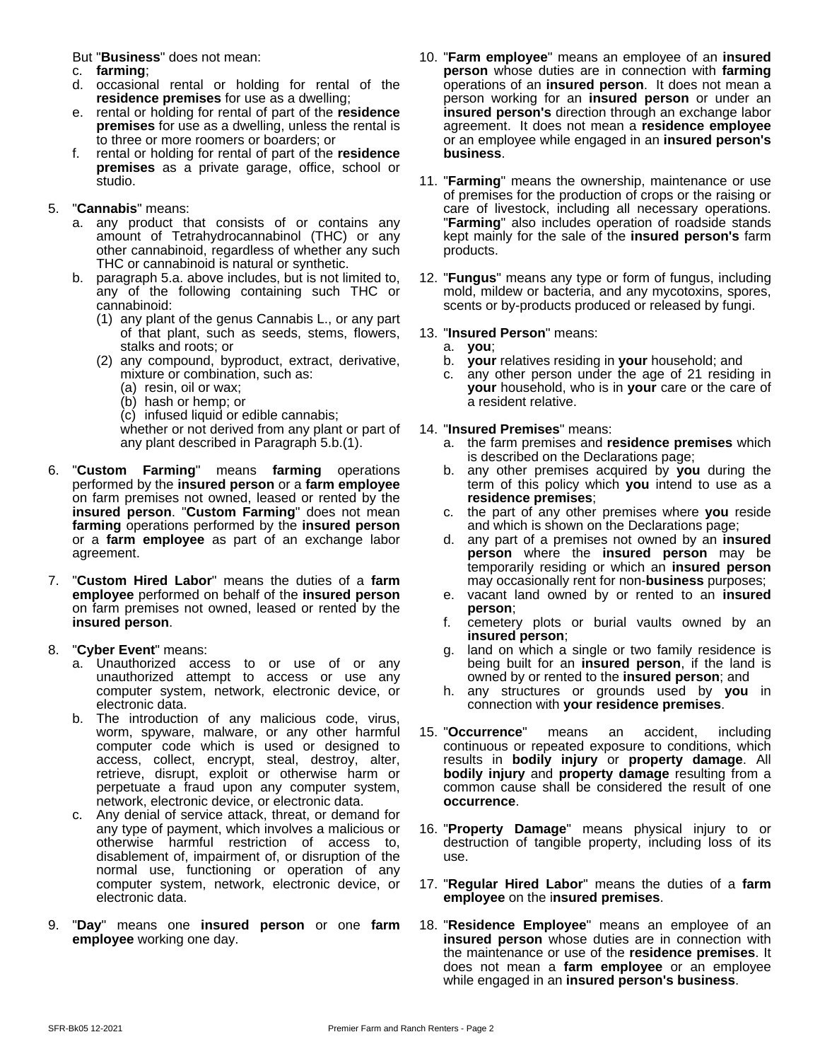But "**Business**" does not mean:

c. **farming**;
d. occasional rental or holding for rental of the **residence premises** for use as a dwelling;
e. rental or holding for rental of part of the **residence premises** for use as a dwelling, unless the rental is to three or more roomers or boarders; or
f. rental or holding for rental of part of the **residence premises** as a private garage, office, school or studio.

5. "**Cannabis**" means:
   a. any product that consists of or contains any amount of Tetrahydrocannabinol (THC) or any other cannabinoid, regardless of whether any such THC or cannabinoid is natural or synthetic.
   b. paragraph 5.a. above includes, but is not limited to, any of the following containing such THC or cannabinoid:
      (1) any plant of the genus Cannabis L., or any part of that plant, such as seeds, stems, flowers, stalks and roots; or
      (2) any compound, byproduct, extract, derivative, mixture or combination, such as:
         (a) resin, oil or wax;
         (b) hash or hemp; or
         (c) infused liquid or edible cannabis;

      whether or not derived from any plant or part of any plant described in Paragraph 5.b.(1).

6. "**Custom Farming**" means **farming** operations performed by the **insured person** or a **farm employee** on farm premises not owned, leased or rented by the **insured person**. "**Custom Farming**" does not mean **farming** operations performed by the **insured person** or a **farm employee** as part of an exchange labor agreement.

7. "**Custom Hired Labor**" means the duties of a **farm employee** performed on behalf of the **insured person** on farm premises not owned, leased or rented by the **insured person**.

8. "**Cyber Event**" means:
   a. Unauthorized access to or use of or any unauthorized attempt to access or use any computer system, network, electronic device, or electronic data.
   b. The introduction of any malicious code, virus, worm, spyware, malware, or any other harmful computer code which is used or designed to access, collect, encrypt, steal, destroy, alter, retrieve, disrupt, exploit or otherwise harm or perpetuate a fraud upon any computer system, network, electronic device, or electronic data.
   c. Any denial of service attack, threat, or demand for any type of payment, which involves a malicious or otherwise harmful restriction of access to, disablement of, impairment of, or disruption of the normal use, functioning or operation of any computer system, network, electronic device, or electronic data.

9. "**Day**" means one **insured person** or one **farm employee** working one day.

10. "**Farm employee**" means an employee of an **insured person** whose duties are in connection with **farming** operations of an **insured person**. It does not mean a person working for an **insured person** or under an **insured person's** direction through an exchange labor agreement. It does not mean a **residence employee** or an employee while engaged in an **insured person's business**.

11. "**Farming**" means the ownership, maintenance or use of premises for the production of crops or the raising or care of livestock, including all necessary operations. "**Farming**" also includes operation of roadside stands kept mainly for the sale of the **insured person's** farm products.

12. "**Fungus**" means any type or form of fungus, including mold, mildew or bacteria, and any mycotoxins, spores, scents or by-products produced or released by fungi.

13. "**Insured Person**" means:
    a. **you**;
    b. **your** relatives residing in **your** household; and
    c. any other person under the age of 21 residing in **your** household, who is in **your** care or the care of a resident relative.

14. "**Insured Premises**" means:
    a. the farm premises and **residence premises** which is described on the Declarations page;
    b. any other premises acquired by **you** during the term of this policy which **you** intend to use as a **residence premises**;
    c. the part of any other premises where **you** reside and which is shown on the Declarations page;
    d. any part of a premises not owned by an **insured person** where the **insured person** may be temporarily residing or which an **insured person** may occasionally rent for non-**business** purposes;
    e. vacant land owned by or rented to an **insured person**;
    f. cemetery plots or burial vaults owned by an **insured person**;
    g. land on which a single or two family residence is being built for an **insured person**, if the land is owned by or rented to the **insured person**; and
    h. any structures or grounds used by **you** in connection with **your residence premises**.

15. "**Occurrence**" means an accident, including continuous or repeated exposure to conditions, which results in **bodily injury** or **property damage**. All **bodily injury** and **property damage** resulting from a common cause shall be considered the result of one **occurrence**.

16. "**Property Damage**" means physical injury to or destruction of tangible property, including loss of its use.

17. "**Regular Hired Labor**" means the duties of a **farm employee** on the **insured premises**.

18. "**Residence Employee**" means an employee of an **insured person** whose duties are in connection with the maintenance or use of the **residence premises**. It does not mean a **farm employee** or an employee while engaged in an **insured person's business**.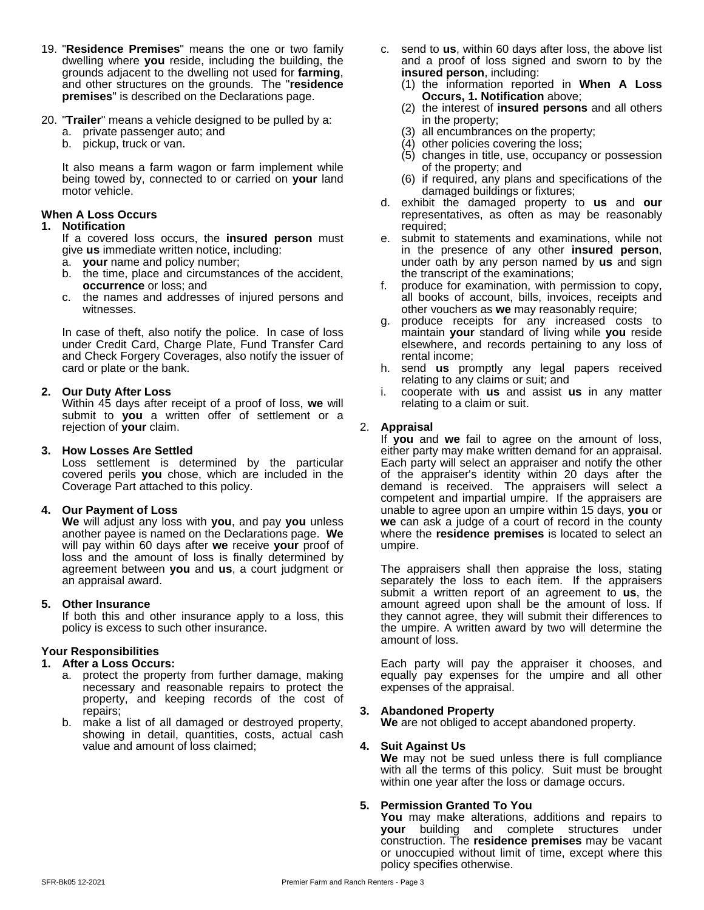19. "**Residence Premises**" means the one or two family dwelling where **you** reside, including the building, the grounds adjacent to the dwelling not used for **farming**, and other structures on the grounds. The "**residence premises**" is described on the Declarations page.

20. "**Trailer**" means a vehicle designed to be pulled by a:
    a. private passenger auto; and
    b. pickup, truck or van.

    It also means a farm wagon or farm implement while being towed by, connected to or carried on **your** land motor vehicle.

**When A Loss Occurs**

**1. Notification**

If a covered loss occurs, the **insured person** must give **us** immediate written notice, including:

a. **your** name and policy number;
b. the time, place and circumstances of the accident, **occurrence** or loss; and
c. the names and addresses of injured persons and witnesses.

In case of theft, also notify the police. In case of loss under Credit Card, Charge Plate, Fund Transfer Card and Check Forgery Coverages, also notify the issuer of card or plate or the bank.

**2. Our Duty After Loss**

Within 45 days after receipt of a proof of loss, **we** will submit to **you** a written offer of settlement or a rejection of **your** claim.

**3. How Losses Are Settled**

Loss settlement is determined by the particular covered perils **you** chose, which are included in the Coverage Part attached to this policy.

**4. Our Payment of Loss**

**We** will adjust any loss with **you**, and pay **you** unless another payee is named on the Declarations page. **We** will pay within 60 days after **we** receive **your** proof of loss and the amount of loss is finally determined by agreement between **you** and **us**, a court judgment or an appraisal award.

**5. Other Insurance**

If both this and other insurance apply to a loss, this policy is excess to such other insurance.

**Your Responsibilities**

**1. After a Loss Occurs:**

a. protect the property from further damage, making necessary and reasonable repairs to protect the property, and keeping records of the cost of repairs;
b. make a list of all damaged or destroyed property, showing in detail, quantities, costs, actual cash value and amount of loss claimed;
c. send to **us**, within 60 days after loss, the above list and a proof of loss signed and sworn to by the **insured person**, including:
   (1) the information reported in **When A Loss Occurs, 1. Notification** above;
   (2) the interest of **insured persons** and all others in the property;
   (3) all encumbrances on the property;
   (4) other policies covering the loss;
   (5) changes in title, use, occupancy or possession of the property; and
   (6) if required, any plans and specifications of the damaged buildings or fixtures;
d. exhibit the damaged property to **us** and **our** representatives, as often as may be reasonably required;
e. submit to statements and examinations, while not in the presence of any other **insured person**, under oath by any person named by **us** and sign the transcript of the examinations;
f. produce for examination, with permission to copy, all books of account, bills, invoices, receipts and other vouchers as **we** may reasonably require;
g. produce receipts for any increased costs to maintain **your** standard of living while **you** reside elsewhere, and records pertaining to any loss of rental income;
h. send **us** promptly any legal papers received relating to any claims or suit; and
i. cooperate with **us** and assist **us** in any matter relating to a claim or suit.

**2. Appraisal**

If **you** and **we** fail to agree on the amount of loss, either party may make written demand for an appraisal. Each party will select an appraiser and notify the other of the appraiser's identity within 20 days after the demand is received. The appraisers will select a competent and impartial umpire. If the appraisers are unable to agree upon an umpire within 15 days, **you** or **we** can ask a judge of a court of record in the county where the **residence premises** is located to select an umpire.

The appraisers shall then appraise the loss, stating separately the loss to each item. If the appraisers submit a written report of an agreement to **us**, the amount agreed upon shall be the amount of loss. If they cannot agree, they will submit their differences to the umpire. A written award by two will determine the amount of loss.

Each party will pay the appraiser it chooses, and equally pay expenses for the umpire and all other expenses of the appraisal.

**3. Abandoned Property**

**We** are not obliged to accept abandoned property.

**4. Suit Against Us**

**We** may not be sued unless there is full compliance with all the terms of this policy. Suit must be brought within one year after the loss or damage occurs.

**5. Permission Granted To You**

**You** may make alterations, additions and repairs to **your** building and complete structures under construction. The **residence premises** may be vacant or unoccupied without limit of time, except where this policy specifies otherwise.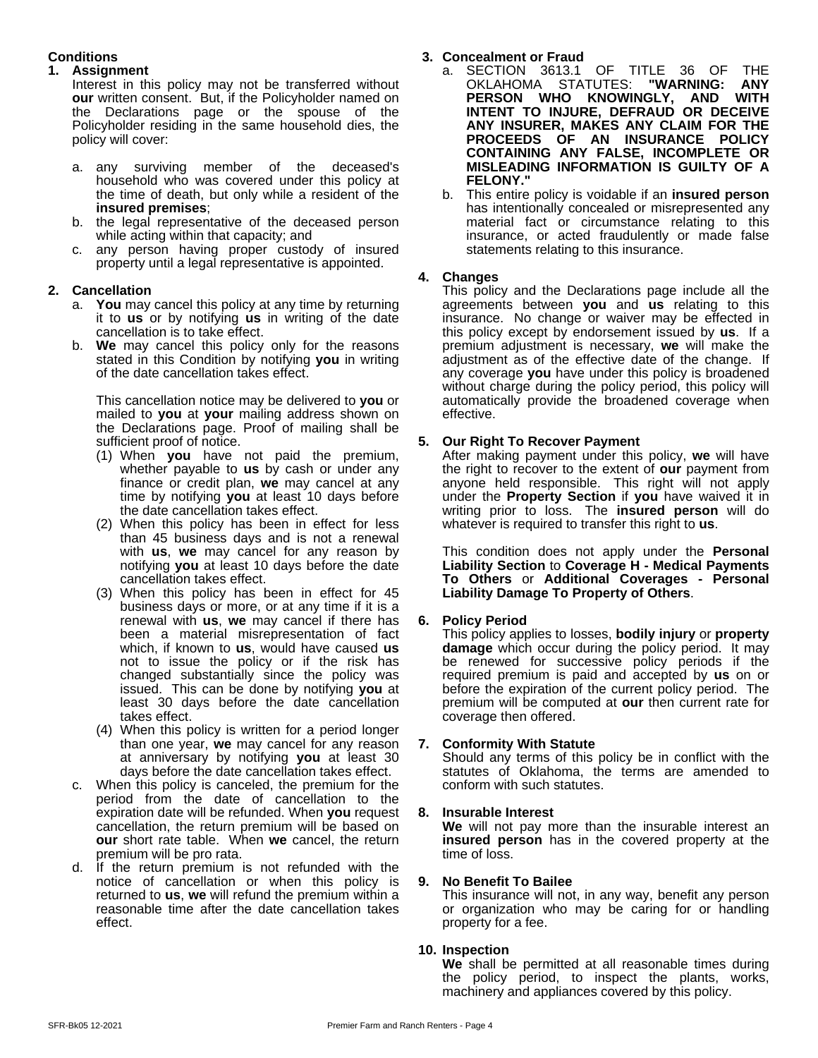## Conditions

### 1. Assignment

Interest in this policy may not be transferred without **our** written consent. But, if the Policyholder named on the Declarations page or the spouse of the Policyholder residing in the same household dies, the policy will cover:

a. any surviving member of the deceased's household who was covered under this policy at the time of death, but only while a resident of the **insured premises**;
b. the legal representative of the deceased person while acting within that capacity; and
c. any person having proper custody of insured property until a legal representative is appointed.

### 2. Cancellation

a. **You** may cancel this policy at any time by returning it to **us** or by notifying **us** in writing of the date cancellation is to take effect.
b. **We** may cancel this policy only for the reasons stated in this Condition by notifying **you** in writing of the date cancellation takes effect.

   This cancellation notice may be delivered to **you** or mailed to **you** at **your** mailing address shown on the Declarations page. Proof of mailing shall be sufficient proof of notice.

   (1) When **you** have not paid the premium, whether payable to **us** by cash or under any finance or credit plan, **we** may cancel at any time by notifying **you** at least 10 days before the date cancellation takes effect.
   (2) When this policy has been in effect for less than 45 business days and is not a renewal with **us**, **we** may cancel for any reason by notifying **you** at least 10 days before the date cancellation takes effect.
   (3) When this policy has been in effect for 45 business days or more, or at any time if it is a renewal with **us**, **we** may cancel if there has been a material misrepresentation of fact which, if known to **us**, would have caused **us** not to issue the policy or if the risk has changed substantially since the policy was issued. This can be done by notifying **you** at least 30 days before the date cancellation takes effect.
   (4) When this policy is written for a period longer than one year, **we** may cancel for any reason at anniversary by notifying **you** at least 30 days before the date cancellation takes effect.

c. When this policy is canceled, the premium for the period from the date of cancellation to the expiration date will be refunded. When **you** request cancellation, the return premium will be based on **our** short rate table. When **we** cancel, the return premium will be pro rata.
d. If the return premium is not refunded with the notice of cancellation or when this policy is returned to **us**, **we** will refund the premium within a reasonable time after the date cancellation takes effect.

### 3. Concealment or Fraud

a. SECTION 3613.1 OF TITLE 36 OF THE OKLAHOMA STATUTES: **"WARNING: ANY PERSON WHO KNOWINGLY, AND WITH INTENT TO INJURE, DEFRAUD OR DECEIVE ANY INSURER, MAKES ANY CLAIM FOR THE PROCEEDS OF AN INSURANCE POLICY CONTAINING ANY FALSE, INCOMPLETE OR MISLEADING INFORMATION IS GUILTY OF A FELONY."**
b. This entire policy is voidable if an **insured person** has intentionally concealed or misrepresented any material fact or circumstance relating to this insurance, or acted fraudulently or made false statements relating to this insurance.

### 4. Changes

This policy and the Declarations page include all the agreements between **you** and **us** relating to this insurance. No change or waiver may be effected in this policy except by endorsement issued by **us**. If a premium adjustment is necessary, **we** will make the adjustment as of the effective date of the change. If any coverage **you** have under this policy is broadened without charge during the policy period, this policy will automatically provide the broadened coverage when effective.

### 5. Our Right To Recover Payment

After making payment under this policy, **we** will have the right to recover to the extent of **our** payment from anyone held responsible. This right will not apply under the **Property Section** if **you** have waived it in writing prior to loss. The **insured person** will do whatever is required to transfer this right to **us**.

This condition does not apply under the **Personal Liability Section** to **Coverage H - Medical Payments To Others** or **Additional Coverages - Personal Liability Damage To Property of Others**.

### 6. Policy Period

This policy applies to losses, **bodily injury** or **property damage** which occur during the policy period. It may be renewed for successive policy periods if the required premium is paid and accepted by **us** on or before the expiration of the current policy period. The premium will be computed at **our** then current rate for coverage then offered.

### 7. Conformity With Statute

Should any terms of this policy be in conflict with the statutes of Oklahoma, the terms are amended to conform with such statutes.

### 8. Insurable Interest

**We** will not pay more than the insurable interest an **insured person** has in the covered property at the time of loss.

### 9. No Benefit To Bailee

This insurance will not, in any way, benefit any person or organization who may be caring for or handling property for a fee.

### 10. Inspection

**We** shall be permitted at all reasonable times during the policy period, to inspect the plants, works, machinery and appliances covered by this policy.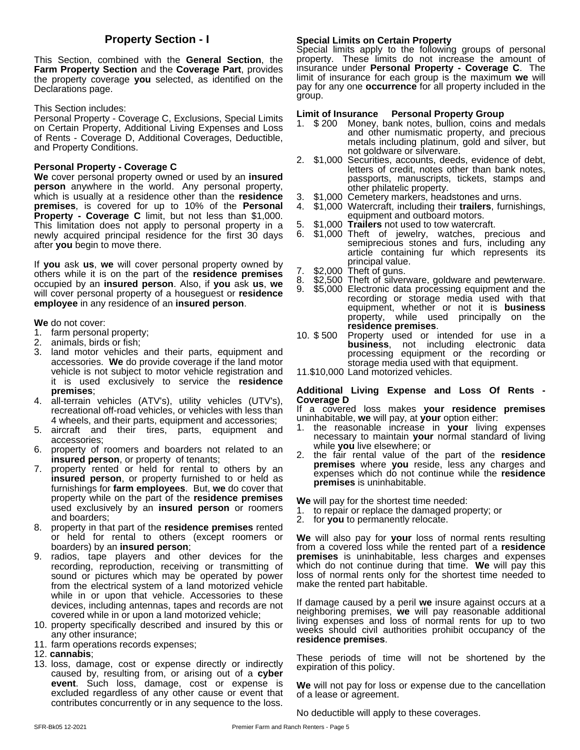## Property Section - I

This Section, combined with the **General Section**, the **Farm Property Section** and the **Coverage Part**, provides the property coverage **you** selected, as identified on the Declarations page.

This Section includes:
Personal Property - Coverage C, Exclusions, Special Limits on Certain Property, Additional Living Expenses and Loss of Rents - Coverage D, Additional Coverages, Deductible, and Property Conditions.

### Personal Property - Coverage C

**We** cover personal property owned or used by an **insured person** anywhere in the world. Any personal property, which is usually at a residence other than the **residence premises**, is covered for up to 10% of the **Personal Property - Coverage C** limit, but not less than $1,000. This limitation does not apply to personal property in a newly acquired principal residence for the first 30 days after **you** begin to move there.

If **you** ask **us**, **we** will cover personal property owned by others while it is on the part of the **residence premises** occupied by an **insured person**. Also, if **you** ask **us**, **we** will cover personal property of a houseguest or **residence employee** in any residence of an **insured person**.

**We** do not cover:

1. farm personal property;
2. animals, birds or fish;
3. land motor vehicles and their parts, equipment and accessories. **We** do provide coverage if the land motor vehicle is not subject to motor vehicle registration and it is used exclusively to service the **residence premises**;
4. all-terrain vehicles (ATV's), utility vehicles (UTV's), recreational off-road vehicles, or vehicles with less than 4 wheels, and their parts, equipment and accessories;
5. aircraft and their tires, parts, equipment and accessories;
6. property of roomers and boarders not related to an **insured person**, or property of tenants;
7. property rented or held for rental to others by an **insured person**, or property furnished to or held as furnishings for **farm employees**. But, **we** do cover that property while on the part of the **residence premises** used exclusively by an **insured person** or roomers and boarders;
8. property in that part of the **residence premises** rented or held for rental to others (except roomers or boarders) by an **insured person**;
9. radios, tape players and other devices for the recording, reproduction, receiving or transmitting of sound or pictures which may be operated by power from the electrical system of a land motorized vehicle while in or upon that vehicle. Accessories to these devices, including antennas, tapes and records are not covered while in or upon a land motorized vehicle;
10. property specifically described and insured by this or any other insurance;
11. farm operations records expenses;
12. **cannabis**;
13. loss, damage, cost or expense directly or indirectly caused by, resulting from, or arising out of a **cyber event**. Such loss, damage, cost or expense is excluded regardless of any other cause or event that contributes concurrently or in any sequence to the loss.

### Special Limits on Certain Property

Special limits apply to the following groups of personal property. These limits do not increase the amount of insurance under **Personal Property - Coverage C**. The limit of insurance for each group is the maximum **we** will pay for any one **occurrence** for all property included in the group.

| | Limit of Insurance | Personal Property Group |
|---|---|---|
| 1. | $ 200 | Money, bank notes, bullion, coins and medals and other numismatic property, and precious metals including platinum, gold and silver, but not goldware or silverware. |
| 2. | $1,000 | Securities, accounts, deeds, evidence of debt, letters of credit, notes other than bank notes, passports, manuscripts, tickets, stamps and other philatelic property. |
| 3. | $1,000 | Cemetery markers, headstones and urns. |
| 4. | $1,000 | Watercraft, including their **trailers**, furnishings, equipment and outboard motors. |
| 5. | $1,000 | **Trailers** not used to tow watercraft. |
| 6. | $1,000 | Theft of jewelry, watches, precious and semiprecious stones and furs, including any article containing fur which represents its principal value. |
| 7. | $2,000 | Theft of guns. |
| 8. | $2,500 | Theft of silverware, goldware and pewterware. |
| 9. | $5,000 | Electronic data processing equipment and the recording or storage media used with that equipment, whether or not it is **business** property, while used principally on the **residence premises**. |
| 10. | $ 500 | Property used or intended for use in a **business**, not including electronic data processing equipment or the recording or storage media used with that equipment. |
| 11. | $10,000 | Land motorized vehicles. |

### Additional Living Expense and Loss Of Rents - Coverage D

If a covered loss makes **your residence premises** uninhabitable, **we** will pay, at **your** option either:

1. the reasonable increase in **your** living expenses necessary to maintain **your** normal standard of living while **you** live elsewhere; or
2. the fair rental value of the part of the **residence premises** where **you** reside, less any charges and expenses which do not continue while the **residence premises** is uninhabitable.

**We** will pay for the shortest time needed:

1. to repair or replace the damaged property; or
2. for **you** to permanently relocate.

**We** will also pay for **your** loss of normal rents resulting from a covered loss while the rented part of a **residence premises** is uninhabitable, less charges and expenses which do not continue during that time. **We** will pay this loss of normal rents only for the shortest time needed to make the rented part habitable.

If damage caused by a peril **we** insure against occurs at a neighboring premises, **we** will pay reasonable additional living expenses and loss of normal rents for up to two weeks should civil authorities prohibit occupancy of the **residence premises**.

These periods of time will not be shortened by the expiration of this policy.

**We** will not pay for loss or expense due to the cancellation of a lease or agreement.

No deductible will apply to these coverages.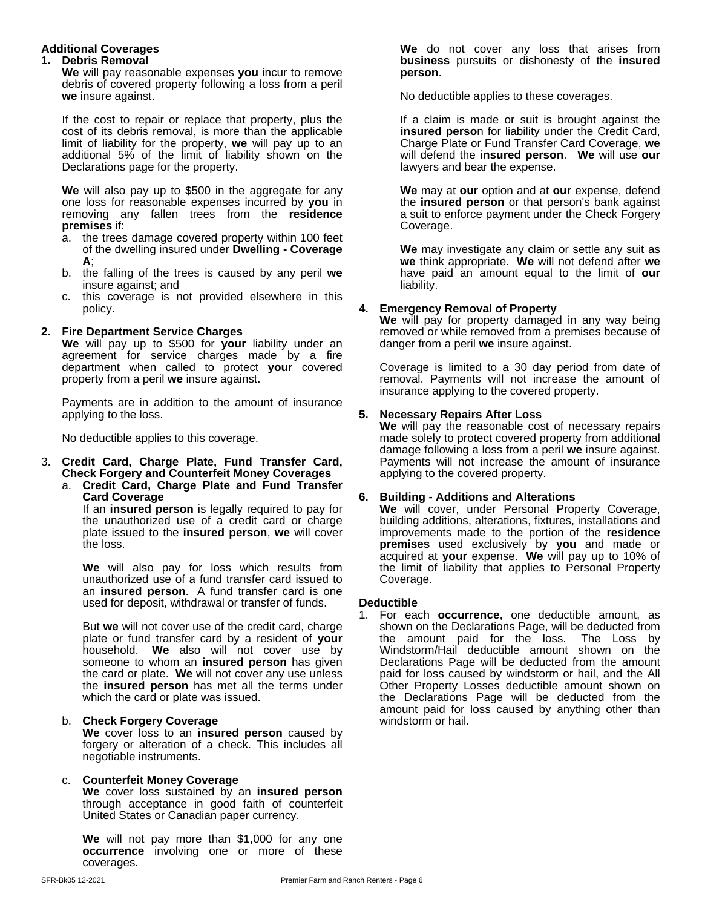### Additional Coverages

1. **Debris Removal**

   **We** will pay reasonable expenses **you** incur to remove debris of covered property following a loss from a peril **we** insure against.

   If the cost to repair or replace that property, plus the cost of its debris removal, is more than the applicable limit of liability for the property, **we** will pay up to an additional 5% of the limit of liability shown on the Declarations page for the property.

   **We** will also pay up to $500 in the aggregate for any one loss for reasonable expenses incurred by **you** in removing any fallen trees from the **residence premises** if:

   a. the trees damage covered property within 100 feet of the dwelling insured under **Dwelling - Coverage A**;
   b. the falling of the trees is caused by any peril **we** insure against; and
   c. this coverage is not provided elsewhere in this policy.

2. **Fire Department Service Charges**

   **We** will pay up to $500 for **your** liability under an agreement for service charges made by a fire department when called to protect **your** covered property from a peril **we** insure against.

   Payments are in addition to the amount of insurance applying to the loss.

   No deductible applies to this coverage.

3. **Credit Card, Charge Plate, Fund Transfer Card, Check Forgery and Counterfeit Money Coverages**

   a. **Credit Card, Charge Plate and Fund Transfer Card Coverage**

   If an **insured person** is legally required to pay for the unauthorized use of a credit card or charge plate issued to the **insured person**, **we** will cover the loss.

   **We** will also pay for loss which results from unauthorized use of a fund transfer card issued to an **insured person**. A fund transfer card is one used for deposit, withdrawal or transfer of funds.

   But **we** will not cover use of the credit card, charge plate or fund transfer card by a resident of **your** household. **We** also will not cover use by someone to whom an **insured person** has given the card or plate. **We** will not cover any use unless the **insured person** has met all the terms under which the card or plate was issued.

   b. **Check Forgery Coverage**

   **We** cover loss to an **insured person** caused by forgery or alteration of a check. This includes all negotiable instruments.

   c. **Counterfeit Money Coverage**

   **We** cover loss sustained by an **insured person** through acceptance in good faith of counterfeit United States or Canadian paper currency.

   **We** will not pay more than $1,000 for any one **occurrence** involving one or more of these coverages.

   **We** do not cover any loss that arises from **business** pursuits or dishonesty of the **insured person**.

   No deductible applies to these coverages.

   If a claim is made or suit is brought against the **insured person** for liability under the Credit Card, Charge Plate or Fund Transfer Card Coverage, **we** will defend the **insured person**. **We** will use **our** lawyers and bear the expense.

   **We** may at **our** option and at **our** expense, defend the **insured person** or that person's bank against a suit to enforce payment under the Check Forgery Coverage.

   **We** may investigate any claim or settle any suit as **we** think appropriate. **We** will not defend after **we** have paid an amount equal to the limit of **our** liability.

4. **Emergency Removal of Property**

   **We** will pay for property damaged in any way being removed or while removed from a premises because of danger from a peril **we** insure against.

   Coverage is limited to a 30 day period from date of removal. Payments will not increase the amount of insurance applying to the covered property.

5. **Necessary Repairs After Loss**

   **We** will pay the reasonable cost of necessary repairs made solely to protect covered property from additional damage following a loss from a peril **we** insure against. Payments will not increase the amount of insurance applying to the covered property.

6. **Building - Additions and Alterations**

   **We** will cover, under Personal Property Coverage, building additions, alterations, fixtures, installations and improvements made to the portion of the **residence premises** used exclusively by **you** and made or acquired at **your** expense. **We** will pay up to 10% of the limit of liability that applies to Personal Property Coverage.

### Deductible

1. For each **occurrence**, one deductible amount, as shown on the Declarations Page, will be deducted from the amount paid for the loss. The Loss by Windstorm/Hail deductible amount shown on the Declarations Page will be deducted from the amount paid for loss caused by windstorm or hail, and the All Other Property Losses deductible amount shown on the Declarations Page will be deducted from the amount paid for loss caused by anything other than windstorm or hail.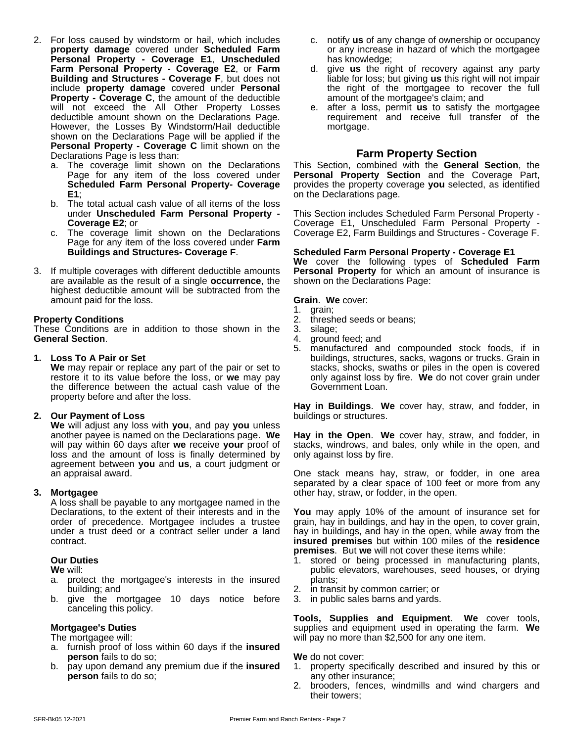2. For loss caused by windstorm or hail, which includes **property damage** covered under **Scheduled Farm Personal Property - Coverage E1**, **Unscheduled Farm Personal Property - Coverage E2**, or **Farm Building and Structures - Coverage F**, but does not include **property damage** covered under **Personal Property - Coverage C**, the amount of the deductible will not exceed the All Other Property Losses deductible amount shown on the Declarations Page. However, the Losses By Windstorm/Hail deductible shown on the Declarations Page will be applied if the **Personal Property - Coverage C** limit shown on the Declarations Page is less than:
   a. The coverage limit shown on the Declarations Page for any item of the loss covered under **Scheduled Farm Personal Property- Coverage E1**;
   b. The total actual cash value of all items of the loss under **Unscheduled Farm Personal Property - Coverage E2**; or
   c. The coverage limit shown on the Declarations Page for any item of the loss covered under **Farm Buildings and Structures- Coverage F**.

3. If multiple coverages with different deductible amounts are available as the result of a single **occurrence**, the highest deductible amount will be subtracted from the amount paid for the loss.

**Property Conditions**
These Conditions are in addition to those shown in the **General Section**.

**1. Loss To A Pair or Set**
**We** may repair or replace any part of the pair or set to restore it to its value before the loss, or **we** may pay the difference between the actual cash value of the property before and after the loss.

**2. Our Payment of Loss**
**We** will adjust any loss with **you**, and pay **you** unless another payee is named on the Declarations page. **We** will pay within 60 days after **we** receive **your** proof of loss and the amount of loss is finally determined by agreement between **you** and **us**, a court judgment or an appraisal award.

**3. Mortgagee**
A loss shall be payable to any mortgagee named in the Declarations, to the extent of their interests and in the order of precedence. Mortgagee includes a trustee under a trust deed or a contract seller under a land contract.

**Our Duties**
**We** will:
a. protect the mortgagee's interests in the insured building; and
b. give the mortgagee 10 days notice before canceling this policy.

**Mortgagee's Duties**
The mortgagee will:
a. furnish proof of loss within 60 days if the **insured person** fails to do so;
b. pay upon demand any premium due if the **insured person** fails to do so;
c. notify **us** of any change of ownership or occupancy or any increase in hazard of which the mortgagee has knowledge;
d. give **us** the right of recovery against any party liable for loss; but giving **us** this right will not impair the right of the mortgagee to recover the full amount of the mortgagee's claim; and
e. after a loss, permit **us** to satisfy the mortgagee requirement and receive full transfer of the mortgage.

## Farm Property Section

This Section, combined with the **General Section**, the **Personal Property Section** and the Coverage Part, provides the property coverage **you** selected, as identified on the Declarations page.

This Section includes Scheduled Farm Personal Property - Coverage E1, Unscheduled Farm Personal Property - Coverage E2, Farm Buildings and Structures - Coverage F.

**Scheduled Farm Personal Property - Coverage E1**
**We** cover the following types of **Scheduled Farm Personal Property** for which an amount of insurance is shown on the Declarations Page:

**Grain**. **We** cover:
1. grain;
2. threshed seeds or beans;
3. silage;
4. ground feed; and
5. manufactured and compounded stock foods, if in buildings, structures, sacks, wagons or trucks. Grain in stacks, shocks, swaths or piles in the open is covered only against loss by fire. **We** do not cover grain under Government Loan.

**Hay in Buildings**. **We** cover hay, straw, and fodder, in buildings or structures.

**Hay in the Open**. **We** cover hay, straw, and fodder, in stacks, windrows, and bales, only while in the open, and only against loss by fire.

One stack means hay, straw, or fodder, in one area separated by a clear space of 100 feet or more from any other hay, straw, or fodder, in the open.

**You** may apply 10% of the amount of insurance set for grain, hay in buildings, and hay in the open, to cover grain, hay in buildings, and hay in the open, while away from the **insured premises** but within 100 miles of the **residence premises**. But **we** will not cover these items while:
1. stored or being processed in manufacturing plants, public elevators, warehouses, seed houses, or drying plants;
2. in transit by common carrier; or
3. in public sales barns and yards.

**Tools, Supplies and Equipment**. **We** cover tools, supplies and equipment used in operating the farm. **We** will pay no more than $2,500 for any one item.

**We** do not cover:
1. property specifically described and insured by this or any other insurance;
2. brooders, fences, windmills and wind chargers and their towers;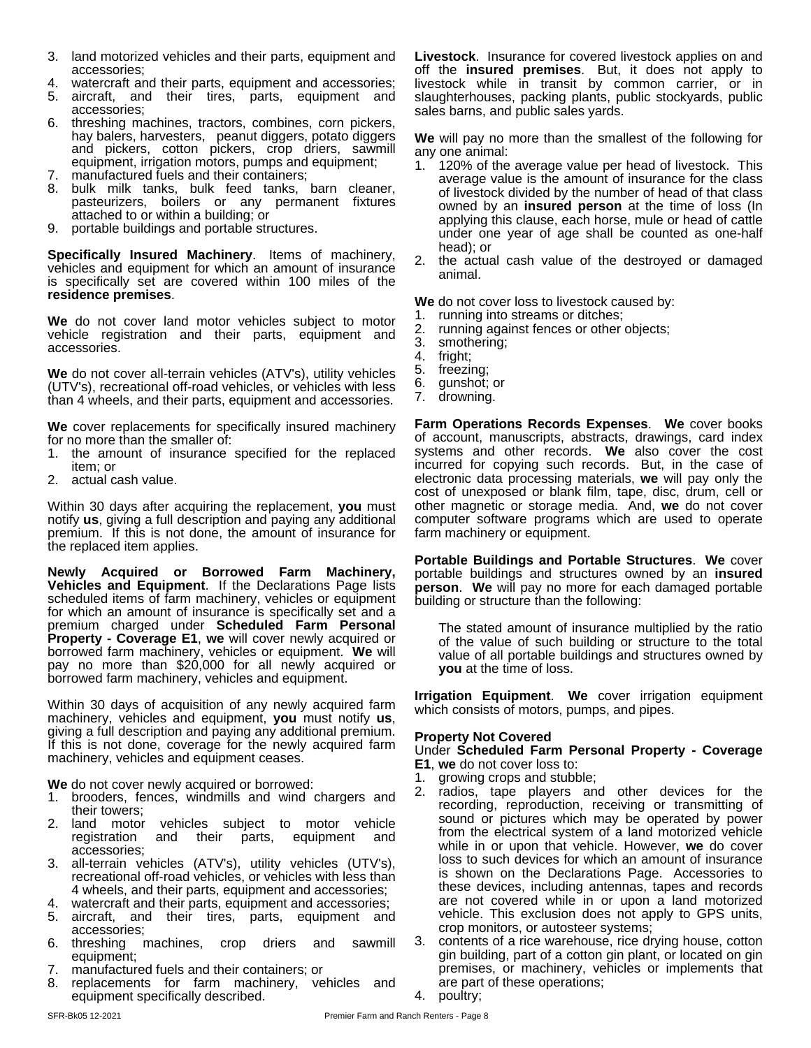3. land motorized vehicles and their parts, equipment and accessories;
4. watercraft and their parts, equipment and accessories;
5. aircraft, and their tires, parts, equipment and accessories;
6. threshing machines, tractors, combines, corn pickers, hay balers, harvesters, peanut diggers, potato diggers and pickers, cotton pickers, crop driers, sawmill equipment, irrigation motors, pumps and equipment;
7. manufactured fuels and their containers;
8. bulk milk tanks, bulk feed tanks, barn cleaner, pasteurizers, boilers or any permanent fixtures attached to or within a building; or
9. portable buildings and portable structures.

**Specifically Insured Machinery**. Items of machinery, vehicles and equipment for which an amount of insurance is specifically set are covered within 100 miles of the **residence premises**.

**We** do not cover land motor vehicles subject to motor vehicle registration and their parts, equipment and accessories.

**We** do not cover all-terrain vehicles (ATV's), utility vehicles (UTV's), recreational off-road vehicles, or vehicles with less than 4 wheels, and their parts, equipment and accessories.

**We** cover replacements for specifically insured machinery for no more than the smaller of:

1. the amount of insurance specified for the replaced item; or
2. actual cash value.

Within 30 days after acquiring the replacement, **you** must notify **us**, giving a full description and paying any additional premium. If this is not done, the amount of insurance for the replaced item applies.

**Newly Acquired or Borrowed Farm Machinery, Vehicles and Equipment**. If the Declarations Page lists scheduled items of farm machinery, vehicles or equipment for which an amount of insurance is specifically set and a premium charged under **Scheduled Farm Personal Property - Coverage E1**, **we** will cover newly acquired or borrowed farm machinery, vehicles or equipment. **We** will pay no more than $20,000 for all newly acquired or borrowed farm machinery, vehicles and equipment.

Within 30 days of acquisition of any newly acquired farm machinery, vehicles and equipment, **you** must notify **us**, giving a full description and paying any additional premium. If this is not done, coverage for the newly acquired farm machinery, vehicles and equipment ceases.

**We** do not cover newly acquired or borrowed:

1. brooders, fences, windmills and wind chargers and their towers;
2. land motor vehicles subject to motor vehicle registration and their parts, equipment and accessories;
3. all-terrain vehicles (ATV's), utility vehicles (UTV's), recreational off-road vehicles, or vehicles with less than 4 wheels, and their parts, equipment and accessories;
4. watercraft and their parts, equipment and accessories;
5. aircraft, and their tires, parts, equipment and accessories;
6. threshing machines, crop driers and sawmill equipment;
7. manufactured fuels and their containers; or
8. replacements for farm machinery, vehicles and equipment specifically described.

**Livestock**. Insurance for covered livestock applies on and off the **insured premises**. But, it does not apply to livestock while in transit by common carrier, or in slaughterhouses, packing plants, public stockyards, public sales barns, and public sales yards.

**We** will pay no more than the smallest of the following for any one animal:

1. 120% of the average value per head of livestock. This average value is the amount of insurance for the class of livestock divided by the number of head of that class owned by an **insured person** at the time of loss (In applying this clause, each horse, mule or head of cattle under one year of age shall be counted as one-half head); or
2. the actual cash value of the destroyed or damaged animal.

**We** do not cover loss to livestock caused by:

1. running into streams or ditches;
2. running against fences or other objects;
3. smothering;
4. fright;
5. freezing;
6. gunshot; or
7. drowning.

**Farm Operations Records Expenses**. **We** cover books of account, manuscripts, abstracts, drawings, card index systems and other records. **We** also cover the cost incurred for copying such records. But, in the case of electronic data processing materials, **we** will pay only the cost of unexposed or blank film, tape, disc, drum, cell or other magnetic or storage media. And, **we** do not cover computer software programs which are used to operate farm machinery or equipment.

**Portable Buildings and Portable Structures**. **We** cover portable buildings and structures owned by an **insured person**. **We** will pay no more for each damaged portable building or structure than the following:

> The stated amount of insurance multiplied by the ratio of the value of such building or structure to the total value of all portable buildings and structures owned by **you** at the time of loss.

**Irrigation Equipment**. **We** cover irrigation equipment which consists of motors, pumps, and pipes.

**Property Not Covered**

Under **Scheduled Farm Personal Property - Coverage E1**, **we** do not cover loss to:

1. growing crops and stubble;
2. radios, tape players and other devices for the recording, reproduction, receiving or transmitting of sound or pictures which may be operated by power from the electrical system of a land motorized vehicle while in or upon that vehicle. However, **we** do cover loss to such devices for which an amount of insurance is shown on the Declarations Page. Accessories to these devices, including antennas, tapes and records are not covered while in or upon a land motorized vehicle. This exclusion does not apply to GPS units, crop monitors, or autosteer systems;
3. contents of a rice warehouse, rice drying house, cotton gin building, part of a cotton gin plant, or located on gin premises, or machinery, vehicles or implements that are part of these operations;
4. poultry;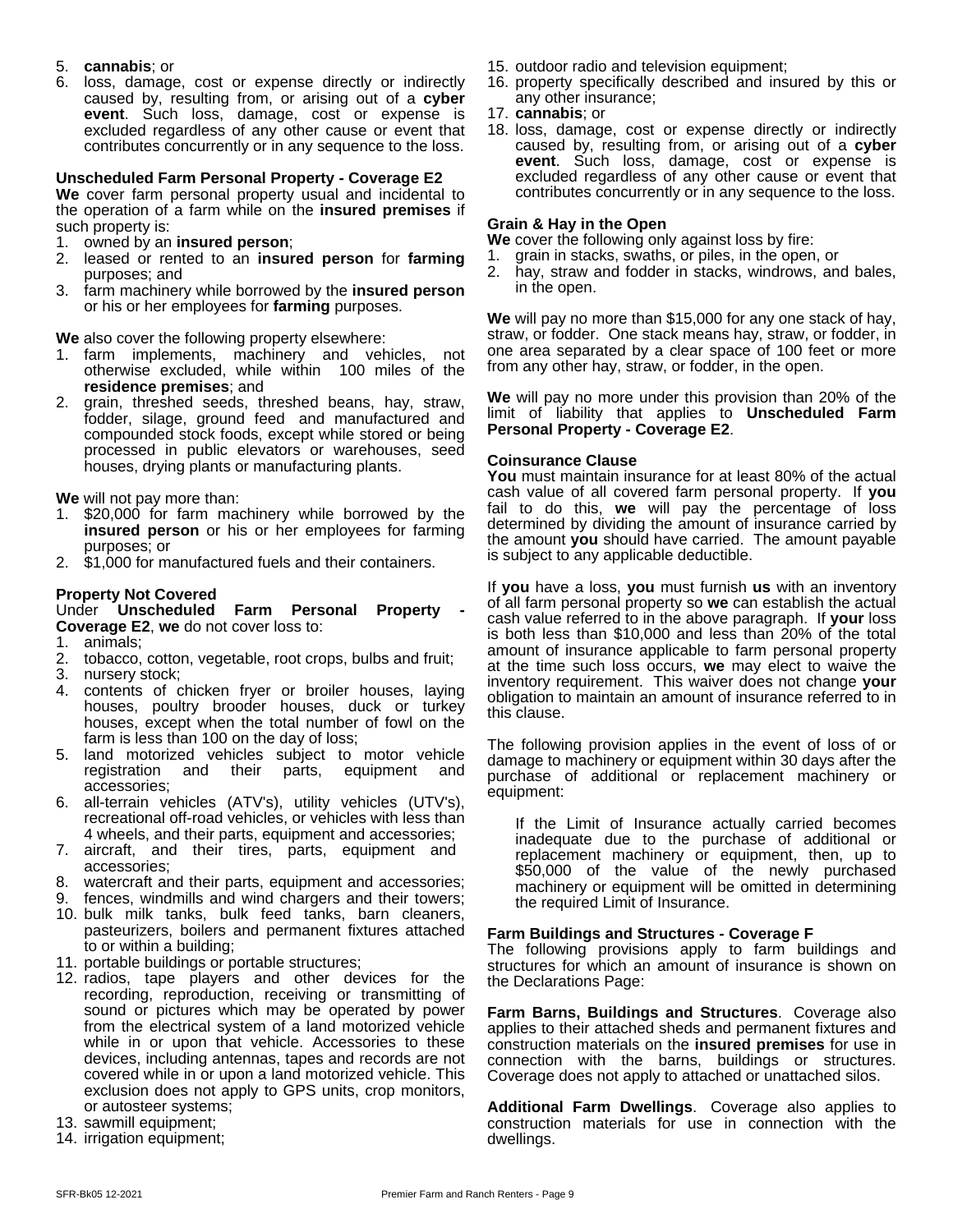5. **cannabis**; or
6. loss, damage, cost or expense directly or indirectly caused by, resulting from, or arising out of a **cyber event**. Such loss, damage, cost or expense is excluded regardless of any other cause or event that contributes concurrently or in any sequence to the loss.

**Unscheduled Farm Personal Property - Coverage E2**

**We** cover farm personal property usual and incidental to the operation of a farm while on the **insured premises** if such property is:

1. owned by an **insured person**;
2. leased or rented to an **insured person** for **farming** purposes; and
3. farm machinery while borrowed by the **insured person** or his or her employees for **farming** purposes.

**We** also cover the following property elsewhere:

1. farm implements, machinery and vehicles, not otherwise excluded, while within 100 miles of the **residence premises**; and
2. grain, threshed seeds, threshed beans, hay, straw, fodder, silage, ground feed and manufactured and compounded stock foods, except while stored or being processed in public elevators or warehouses, seed houses, drying plants or manufacturing plants.

**We** will not pay more than:

1. $20,000 for farm machinery while borrowed by the **insured person** or his or her employees for farming purposes; or
2. $1,000 for manufactured fuels and their containers.

**Property Not Covered**

Under **Unscheduled Farm Personal Property - Coverage E2**, **we** do not cover loss to:

1. animals;
2. tobacco, cotton, vegetable, root crops, bulbs and fruit;
3. nursery stock;
4. contents of chicken fryer or broiler houses, laying houses, poultry brooder houses, duck or turkey houses, except when the total number of fowl on the farm is less than 100 on the day of loss;
5. land motorized vehicles subject to motor vehicle registration and their parts, equipment and accessories;
6. all-terrain vehicles (ATV's), utility vehicles (UTV's), recreational off-road vehicles, or vehicles with less than 4 wheels, and their parts, equipment and accessories;
7. aircraft, and their tires, parts, equipment and accessories;
8. watercraft and their parts, equipment and accessories;
9. fences, windmills and wind chargers and their towers;
10. bulk milk tanks, bulk feed tanks, barn cleaners, pasteurizers, boilers and permanent fixtures attached to or within a building;
11. portable buildings or portable structures;
12. radios, tape players and other devices for the recording, reproduction, receiving or transmitting of sound or pictures which may be operated by power from the electrical system of a land motorized vehicle while in or upon that vehicle. Accessories to these devices, including antennas, tapes and records are not covered while in or upon a land motorized vehicle. This exclusion does not apply to GPS units, crop monitors, or autosteer systems;
13. sawmill equipment;
14. irrigation equipment;
15. outdoor radio and television equipment;
16. property specifically described and insured by this or any other insurance;
17. **cannabis**; or
18. loss, damage, cost or expense directly or indirectly caused by, resulting from, or arising out of a **cyber event**. Such loss, damage, cost or expense is excluded regardless of any other cause or event that contributes concurrently or in any sequence to the loss.

**Grain & Hay in the Open**

**We** cover the following only against loss by fire:

1. grain in stacks, swaths, or piles, in the open, or
2. hay, straw and fodder in stacks, windrows, and bales, in the open.

**We** will pay no more than $15,000 for any one stack of hay, straw, or fodder. One stack means hay, straw, or fodder, in one area separated by a clear space of 100 feet or more from any other hay, straw, or fodder, in the open.

**We** will pay no more under this provision than 20% of the limit of liability that applies to **Unscheduled Farm Personal Property - Coverage E2**.

**Coinsurance Clause**

**You** must maintain insurance for at least 80% of the actual cash value of all covered farm personal property. If **you** fail to do this, **we** will pay the percentage of loss determined by dividing the amount of insurance carried by the amount **you** should have carried. The amount payable is subject to any applicable deductible.

If **you** have a loss, **you** must furnish **us** with an inventory of all farm personal property so **we** can establish the actual cash value referred to in the above paragraph. If **your** loss is both less than $10,000 and less than 20% of the total amount of insurance applicable to farm personal property at the time such loss occurs, **we** may elect to waive the inventory requirement. This waiver does not change **your** obligation to maintain an amount of insurance referred to in this clause.

The following provision applies in the event of loss of or damage to machinery or equipment within 30 days after the purchase of additional or replacement machinery or equipment:

> If the Limit of Insurance actually carried becomes inadequate due to the purchase of additional or replacement machinery or equipment, then, up to $50,000 of the value of the newly purchased machinery or equipment will be omitted in determining the required Limit of Insurance.

**Farm Buildings and Structures - Coverage F**

The following provisions apply to farm buildings and structures for which an amount of insurance is shown on the Declarations Page:

**Farm Barns, Buildings and Structures**. Coverage also applies to their attached sheds and permanent fixtures and construction materials on the **insured premises** for use in connection with the barns, buildings or structures. Coverage does not apply to attached or unattached silos.

**Additional Farm Dwellings**. Coverage also applies to construction materials for use in connection with the dwellings.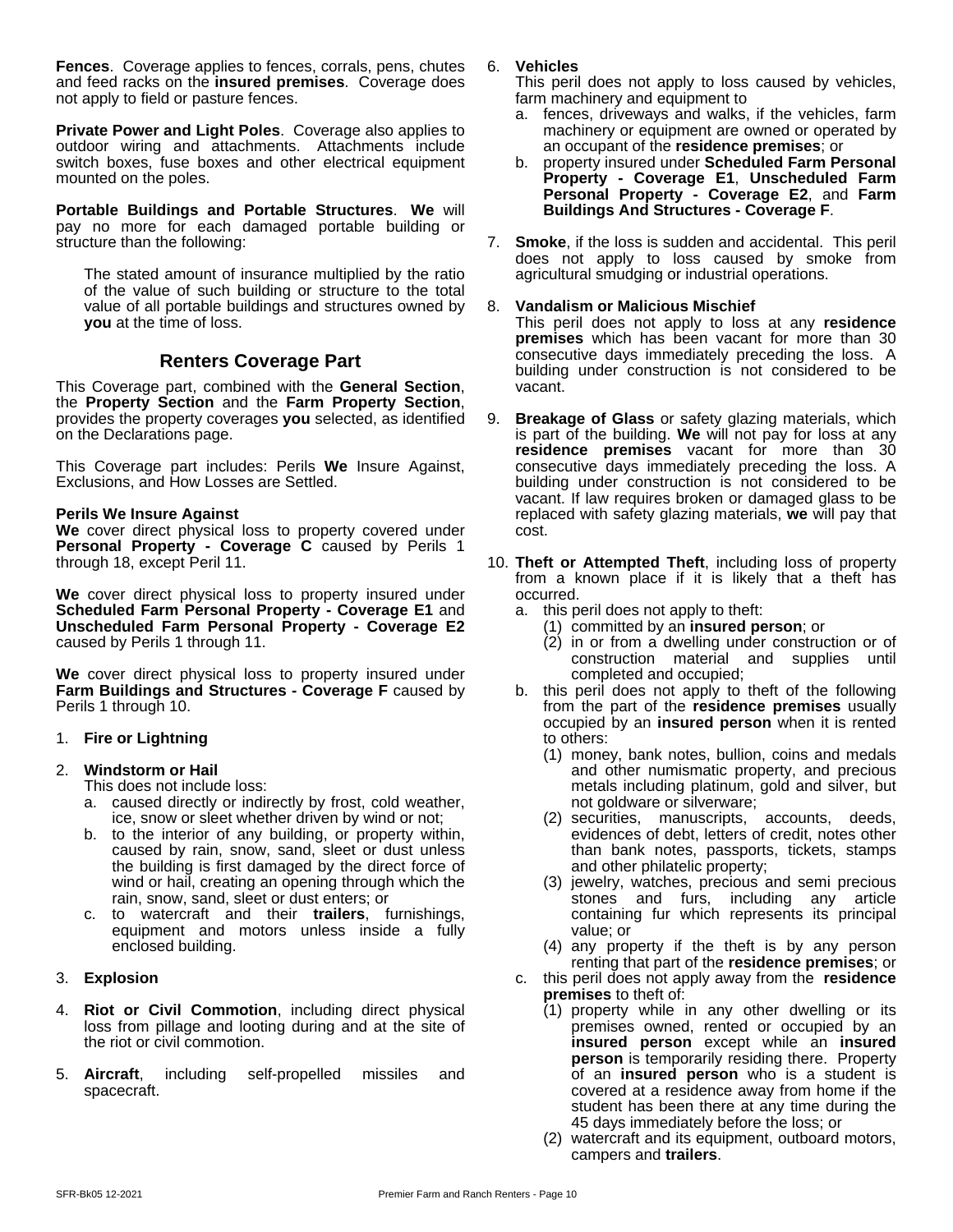**Fences**. Coverage applies to fences, corrals, pens, chutes and feed racks on the **insured premises**. Coverage does not apply to field or pasture fences.

**Private Power and Light Poles**. Coverage also applies to outdoor wiring and attachments. Attachments include switch boxes, fuse boxes and other electrical equipment mounted on the poles.

**Portable Buildings and Portable Structures**. **We** will pay no more for each damaged portable building or structure than the following:

The stated amount of insurance multiplied by the ratio of the value of such building or structure to the total value of all portable buildings and structures owned by **you** at the time of loss.

## Renters Coverage Part

This Coverage part, combined with the **General Section**, the **Property Section** and the **Farm Property Section**, provides the property coverages **you** selected, as identified on the Declarations page.

This Coverage part includes: Perils **We** Insure Against, Exclusions, and How Losses are Settled.

**Perils We Insure Against**

**We** cover direct physical loss to property covered under **Personal Property - Coverage C** caused by Perils 1 through 18, except Peril 11.

**We** cover direct physical loss to property insured under **Scheduled Farm Personal Property - Coverage E1** and **Unscheduled Farm Personal Property - Coverage E2** caused by Perils 1 through 11.

**We** cover direct physical loss to property insured under **Farm Buildings and Structures - Coverage F** caused by Perils 1 through 10.

1. **Fire or Lightning**

2. **Windstorm or Hail**
   This does not include loss:
   a. caused directly or indirectly by frost, cold weather, ice, snow or sleet whether driven by wind or not;
   b. to the interior of any building, or property within, caused by rain, snow, sand, sleet or dust unless the building is first damaged by the direct force of wind or hail, creating an opening through which the rain, snow, sand, sleet or dust enters; or
   c. to watercraft and their **trailers**, furnishings, equipment and motors unless inside a fully enclosed building.

3. **Explosion**

4. **Riot or Civil Commotion**, including direct physical loss from pillage and looting during and at the site of the riot or civil commotion.

5. **Aircraft**, including self-propelled missiles and spacecraft.

6. **Vehicles**
   This peril does not apply to loss caused by vehicles, farm machinery and equipment to
   a. fences, driveways and walks, if the vehicles, farm machinery or equipment are owned or operated by an occupant of the **residence premises**; or
   b. property insured under **Scheduled Farm Personal Property - Coverage E1**, **Unscheduled Farm Personal Property - Coverage E2**, and **Farm Buildings And Structures - Coverage F**.

7. **Smoke**, if the loss is sudden and accidental. This peril does not apply to loss caused by smoke from agricultural smudging or industrial operations.

8. **Vandalism or Malicious Mischief**
   This peril does not apply to loss at any **residence premises** which has been vacant for more than 30 consecutive days immediately preceding the loss. A building under construction is not considered to be vacant.

9. **Breakage of Glass** or safety glazing materials, which is part of the building. **We** will not pay for loss at any **residence premises** vacant for more than 30 consecutive days immediately preceding the loss. A building under construction is not considered to be vacant. If law requires broken or damaged glass to be replaced with safety glazing materials, **we** will pay that cost.

10. **Theft or Attempted Theft**, including loss of property from a known place if it is likely that a theft has occurred.
    a. this peril does not apply to theft:
       (1) committed by an **insured person**; or
       (2) in or from a dwelling under construction or of construction material and supplies until completed and occupied;
    b. this peril does not apply to theft of the following from the part of the **residence premises** usually occupied by an **insured person** when it is rented to others:
       (1) money, bank notes, bullion, coins and medals and other numismatic property, and precious metals including platinum, gold and silver, but not goldware or silverware;
       (2) securities, manuscripts, accounts, deeds, evidences of debt, letters of credit, notes other than bank notes, passports, tickets, stamps and other philatelic property;
       (3) jewelry, watches, precious and semi precious stones and furs, including any article containing fur which represents its principal value; or
       (4) any property if the theft is by any person renting that part of the **residence premises**; or
    c. this peril does not apply away from the **residence premises** to theft of:
       (1) property while in any other dwelling or its premises owned, rented or occupied by an **insured person** except while an **insured person** is temporarily residing there. Property of an **insured person** who is a student is covered at a residence away from home if the student has been there at any time during the 45 days immediately before the loss; or
       (2) watercraft and its equipment, outboard motors, campers and **trailers**.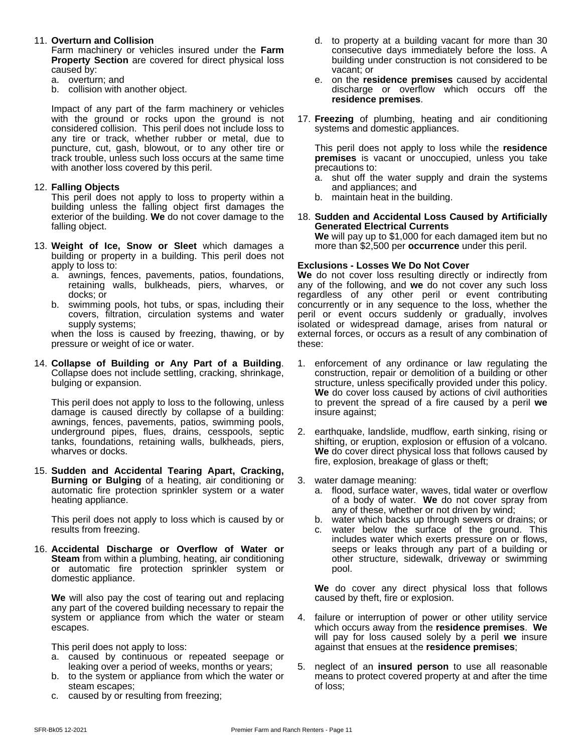11. **Overturn and Collision**
    Farm machinery or vehicles insured under the **Farm Property Section** are covered for direct physical loss caused by:
    a. overturn; and
    b. collision with another object.

    Impact of any part of the farm machinery or vehicles with the ground or rocks upon the ground is not considered collision. This peril does not include loss to any tire or track, whether rubber or metal, due to puncture, cut, gash, blowout, or to any other tire or track trouble, unless such loss occurs at the same time with another loss covered by this peril.

12. **Falling Objects**
    This peril does not apply to loss to property within a building unless the falling object first damages the exterior of the building. **We** do not cover damage to the falling object.

13. **Weight of Ice, Snow or Sleet** which damages a building or property in a building. This peril does not apply to loss to:
    a. awnings, fences, pavements, patios, foundations, retaining walls, bulkheads, piers, wharves, or docks; or
    b. swimming pools, hot tubs, or spas, including their covers, filtration, circulation systems and water supply systems;

    when the loss is caused by freezing, thawing, or by pressure or weight of ice or water.

14. **Collapse of Building or Any Part of a Building**. Collapse does not include settling, cracking, shrinkage, bulging or expansion.

    This peril does not apply to loss to the following, unless damage is caused directly by collapse of a building: awnings, fences, pavements, patios, swimming pools, underground pipes, flues, drains, cesspools, septic tanks, foundations, retaining walls, bulkheads, piers, wharves or docks.

15. **Sudden and Accidental Tearing Apart, Cracking, Burning or Bulging** of a heating, air conditioning or automatic fire protection sprinkler system or a water heating appliance.

    This peril does not apply to loss which is caused by or results from freezing.

16. **Accidental Discharge or Overflow of Water or Steam** from within a plumbing, heating, air conditioning or automatic fire protection sprinkler system or domestic appliance.

    **We** will also pay the cost of tearing out and replacing any part of the covered building necessary to repair the system or appliance from which the water or steam escapes.

    This peril does not apply to loss:
    a. caused by continuous or repeated seepage or leaking over a period of weeks, months or years;
    b. to the system or appliance from which the water or steam escapes;
    c. caused by or resulting from freezing;
    d. to property at a building vacant for more than 30 consecutive days immediately before the loss. A building under construction is not considered to be vacant; or
    e. on the **residence premises** caused by accidental discharge or overflow which occurs off the **residence premises**.

17. **Freezing** of plumbing, heating and air conditioning systems and domestic appliances.

    This peril does not apply to loss while the **residence premises** is vacant or unoccupied, unless you take precautions to:
    a. shut off the water supply and drain the systems and appliances; and
    b. maintain heat in the building.

18. **Sudden and Accidental Loss Caused by Artificially Generated Electrical Currents**
    **We** will pay up to $1,000 for each damaged item but no more than $2,500 per **occurrence** under this peril.

**Exclusions - Losses We Do Not Cover**

**We** do not cover loss resulting directly or indirectly from any of the following, and **we** do not cover any such loss regardless of any other peril or event contributing concurrently or in any sequence to the loss, whether the peril or event occurs suddenly or gradually, involves isolated or widespread damage, arises from natural or external forces, or occurs as a result of any combination of these:

1. enforcement of any ordinance or law regulating the construction, repair or demolition of a building or other structure, unless specifically provided under this policy. **We** do cover loss caused by actions of civil authorities to prevent the spread of a fire caused by a peril **we** insure against;

2. earthquake, landslide, mudflow, earth sinking, rising or shifting, or eruption, explosion or effusion of a volcano. **We** do cover direct physical loss that follows caused by fire, explosion, breakage of glass or theft;

3. water damage meaning:
   a. flood, surface water, waves, tidal water or overflow of a body of water. **We** do not cover spray from any of these, whether or not driven by wind;
   b. water which backs up through sewers or drains; or
   c. water below the surface of the ground. This includes water which exerts pressure on or flows, seeps or leaks through any part of a building or other structure, sidewalk, driveway or swimming pool.

   **We** do cover any direct physical loss that follows caused by theft, fire or explosion.

4. failure or interruption of power or other utility service which occurs away from the **residence premises**. **We** will pay for loss caused solely by a peril **we** insure against that ensues at the **residence premises**;

5. neglect of an **insured person** to use all reasonable means to protect covered property at and after the time of loss;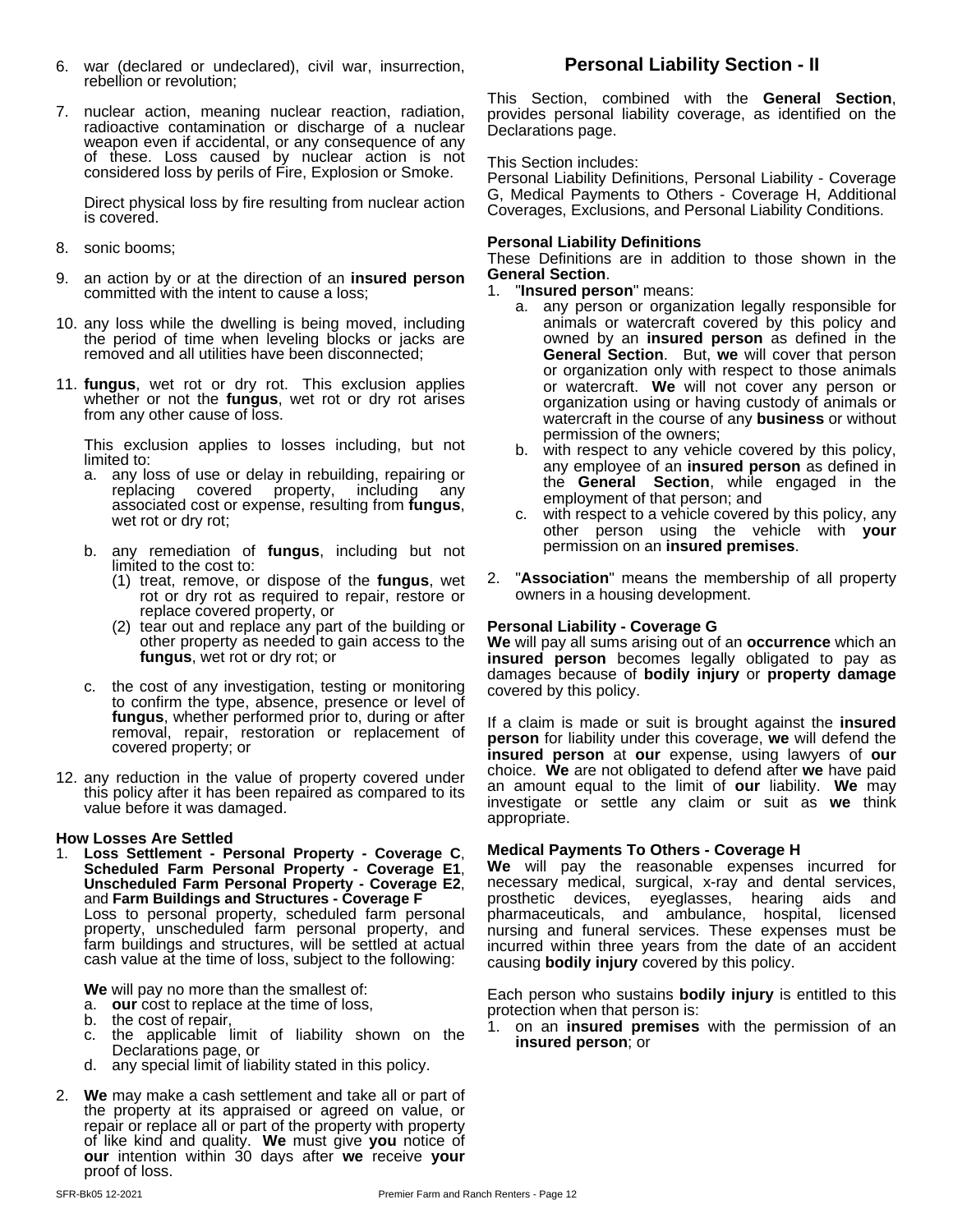6. war (declared or undeclared), civil war, insurrection, rebellion or revolution;

7. nuclear action, meaning nuclear reaction, radiation, radioactive contamination or discharge of a nuclear weapon even if accidental, or any consequence of any of these. Loss caused by nuclear action is not considered loss by perils of Fire, Explosion or Smoke.

   Direct physical loss by fire resulting from nuclear action is covered.

8. sonic booms;

9. an action by or at the direction of an **insured person** committed with the intent to cause a loss;

10. any loss while the dwelling is being moved, including the period of time when leveling blocks or jacks are removed and all utilities have been disconnected;

11. **fungus**, wet rot or dry rot. This exclusion applies whether or not the **fungus**, wet rot or dry rot arises from any other cause of loss.

    This exclusion applies to losses including, but not limited to:
    a. any loss of use or delay in rebuilding, repairing or replacing covered property, including any associated cost or expense, resulting from **fungus**, wet rot or dry rot;

    b. any remediation of **fungus**, including but not limited to the cost to:
       (1) treat, remove, or dispose of the **fungus**, wet rot or dry rot as required to repair, restore or replace covered property, or
       (2) tear out and replace any part of the building or other property as needed to gain access to the **fungus**, wet rot or dry rot; or

    c. the cost of any investigation, testing or monitoring to confirm the type, absence, presence or level of **fungus**, whether performed prior to, during or after removal, repair, restoration or replacement of covered property; or

12. any reduction in the value of property covered under this policy after it has been repaired as compared to its value before it was damaged.

**How Losses Are Settled**

1. **Loss Settlement - Personal Property - Coverage C**, **Scheduled Farm Personal Property - Coverage E1**, **Unscheduled Farm Personal Property - Coverage E2**, and **Farm Buildings and Structures - Coverage F**
   Loss to personal property, scheduled farm personal property, unscheduled farm personal property, and farm buildings and structures, will be settled at actual cash value at the time of loss, subject to the following:

   **We** will pay no more than the smallest of:
   a. **our** cost to replace at the time of loss,
   b. the cost of repair,
   c. the applicable limit of liability shown on the Declarations page, or
   d. any special limit of liability stated in this policy.

2. **We** may make a cash settlement and take all or part of the property at its appraised or agreed on value, or repair or replace all or part of the property with property of like kind and quality. **We** must give **you** notice of **our** intention within 30 days after **we** receive **your** proof of loss.

## Personal Liability Section - II

This Section, combined with the **General Section**, provides personal liability coverage, as identified on the Declarations page.

This Section includes:
Personal Liability Definitions, Personal Liability - Coverage G, Medical Payments to Others - Coverage H, Additional Coverages, Exclusions, and Personal Liability Conditions.

**Personal Liability Definitions**
These Definitions are in addition to those shown in the **General Section**.

1. "**Insured person**" means:
   a. any person or organization legally responsible for animals or watercraft covered by this policy and owned by an **insured person** as defined in the **General Section**. But, **we** will cover that person or organization only with respect to those animals or watercraft. **We** will not cover any person or organization using or having custody of animals or watercraft in the course of any **business** or without permission of the owners;
   b. with respect to any vehicle covered by this policy, any employee of an **insured person** as defined in the **General Section**, while engaged in the employment of that person; and
   c. with respect to a vehicle covered by this policy, any other person using the vehicle with **your** permission on an **insured premises**.

2. "**Association**" means the membership of all property owners in a housing development.

**Personal Liability - Coverage G**
**We** will pay all sums arising out of an **occurrence** which an **insured person** becomes legally obligated to pay as damages because of **bodily injury** or **property damage** covered by this policy.

If a claim is made or suit is brought against the **insured person** for liability under this coverage, **we** will defend the **insured person** at **our** expense, using lawyers of **our** choice. **We** are not obligated to defend after **we** have paid an amount equal to the limit of **our** liability. **We** may investigate or settle any claim or suit as **we** think appropriate.

**Medical Payments To Others - Coverage H**
**We** will pay the reasonable expenses incurred for necessary medical, surgical, x-ray and dental services, prosthetic devices, eyeglasses, hearing aids and pharmaceuticals, and ambulance, hospital, licensed nursing and funeral services. These expenses must be incurred within three years from the date of an accident causing **bodily injury** covered by this policy.

Each person who sustains **bodily injury** is entitled to this protection when that person is:

1. on an **insured premises** with the permission of an **insured person**; or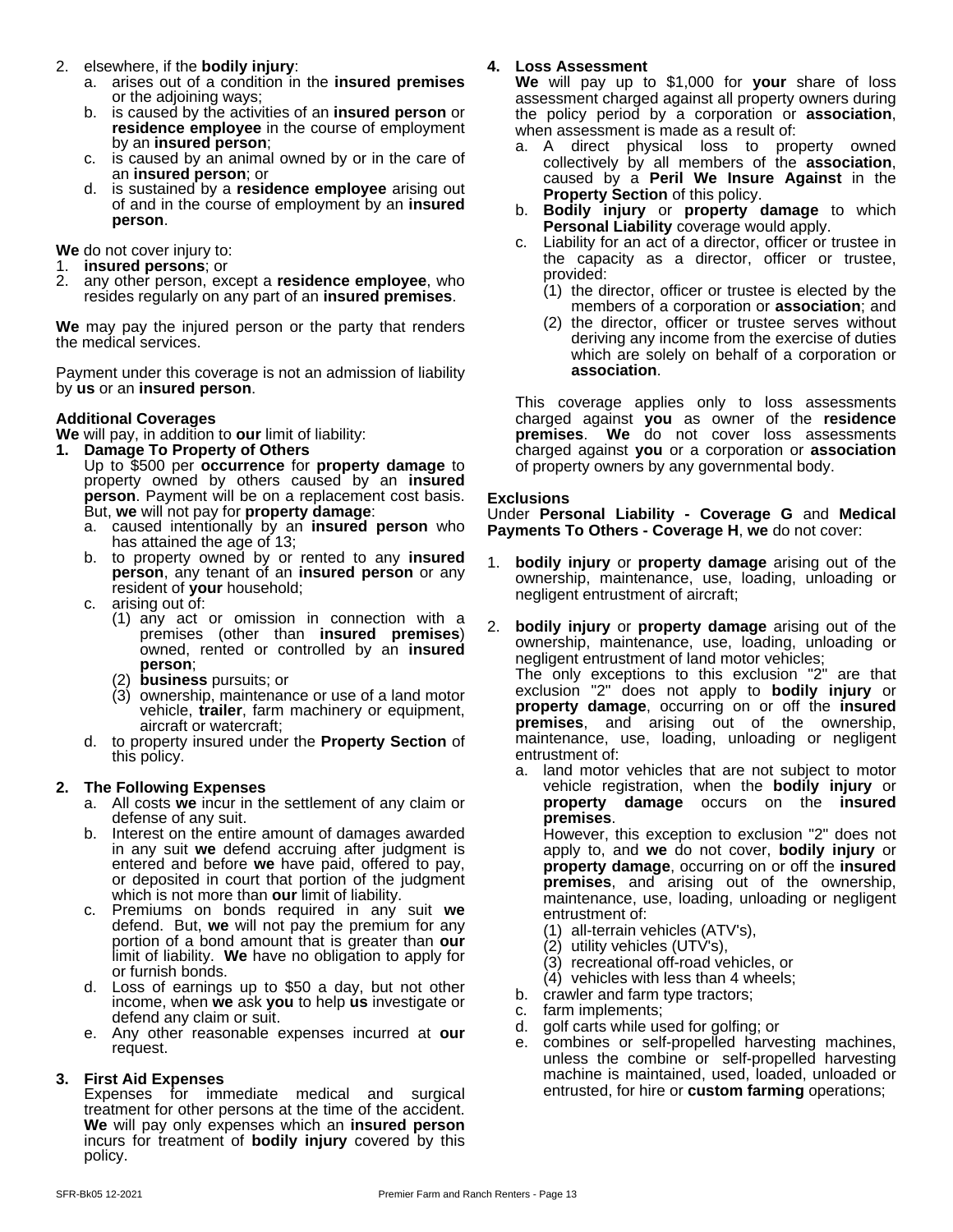2. elsewhere, if the **bodily injury**:
   a. arises out of a condition in the **insured premises** or the adjoining ways;
   b. is caused by the activities of an **insured person** or **residence employee** in the course of employment by an **insured person**;
   c. is caused by an animal owned by or in the care of an **insured person**; or
   d. is sustained by a **residence employee** arising out of and in the course of employment by an **insured person**.

**We** do not cover injury to:
1. **insured persons**; or
2. any other person, except a **residence employee**, who resides regularly on any part of an **insured premises**.

**We** may pay the injured person or the party that renders the medical services.

Payment under this coverage is not an admission of liability by **us** or an **insured person**.

**Additional Coverages**

**We** will pay, in addition to **our** limit of liability:

**1. Damage To Property of Others**

Up to $500 per **occurrence** for **property damage** to property owned by others caused by an **insured person**. Payment will be on a replacement cost basis. But, **we** will not pay for **property damage**:
   a. caused intentionally by an **insured person** who has attained the age of 13;
   b. to property owned by or rented to any **insured person**, any tenant of an **insured person** or any resident of **your** household;
   c. arising out of:
      (1) any act or omission in connection with a premises (other than **insured premises**) owned, rented or controlled by an **insured person**;
      (2) **business** pursuits; or
      (3) ownership, maintenance or use of a land motor vehicle, **trailer**, farm machinery or equipment, aircraft or watercraft;
   d. to property insured under the **Property Section** of this policy.

**2. The Following Expenses**
   a. All costs **we** incur in the settlement of any claim or defense of any suit.
   b. Interest on the entire amount of damages awarded in any suit **we** defend accruing after judgment is entered and before **we** have paid, offered to pay, or deposited in court that portion of the judgment which is not more than **our** limit of liability.
   c. Premiums on bonds required in any suit **we** defend. But, **we** will not pay the premium for any portion of a bond amount that is greater than **our** limit of liability. **We** have no obligation to apply for or furnish bonds.
   d. Loss of earnings up to $50 a day, but not other income, when **we** ask **you** to help **us** investigate or defend any claim or suit.
   e. Any other reasonable expenses incurred at **our** request.

**3. First Aid Expenses**

Expenses for immediate medical and surgical treatment for other persons at the time of the accident. **We** will pay only expenses which an **insured person** incurs for treatment of **bodily injury** covered by this policy.

**4. Loss Assessment**

**We** will pay up to $1,000 for **your** share of loss assessment charged against all property owners during the policy period by a corporation or **association**, when assessment is made as a result of:
   a. A direct physical loss to property owned collectively by all members of the **association**, caused by a **Peril We Insure Against** in the **Property Section** of this policy.
   b. **Bodily injury** or **property damage** to which **Personal Liability** coverage would apply.
   c. Liability for an act of a director, officer or trustee in the capacity as a director, officer or trustee, provided:
      (1) the director, officer or trustee is elected by the members of a corporation or **association**; and
      (2) the director, officer or trustee serves without deriving any income from the exercise of duties which are solely on behalf of a corporation or **association**.

This coverage applies only to loss assessments charged against **you** as owner of the **residence premises**. **We** do not cover loss assessments charged against **you** or a corporation or **association** of property owners by any governmental body.

**Exclusions**

Under **Personal Liability - Coverage G** and **Medical Payments To Others - Coverage H**, **we** do not cover:

1. **bodily injury** or **property damage** arising out of the ownership, maintenance, use, loading, unloading or negligent entrustment of aircraft;

2. **bodily injury** or **property damage** arising out of the ownership, maintenance, use, loading, unloading or negligent entrustment of land motor vehicles;

   The only exceptions to this exclusion "2" are that exclusion "2" does not apply to **bodily injury** or **property damage**, occurring on or off the **insured premises**, and arising out of the ownership, maintenance, use, loading, unloading or negligent entrustment of:
   a. land motor vehicles that are not subject to motor vehicle registration, when the **bodily injury** or **property damage** occurs on the **insured premises**.

      However, this exception to exclusion "2" does not apply to, and **we** do not cover, **bodily injury** or **property damage**, occurring on or off the **insured premises**, and arising out of the ownership, maintenance, use, loading, unloading or negligent entrustment of:
      (1) all-terrain vehicles (ATV's),
      (2) utility vehicles (UTV's),
      (3) recreational off-road vehicles, or
      (4) vehicles with less than 4 wheels;
   b. crawler and farm type tractors;
   c. farm implements;
   d. golf carts while used for golfing; or
   e. combines or self-propelled harvesting machines, unless the combine or self-propelled harvesting machine is maintained, used, loaded, unloaded or entrusted, for hire or **custom farming** operations;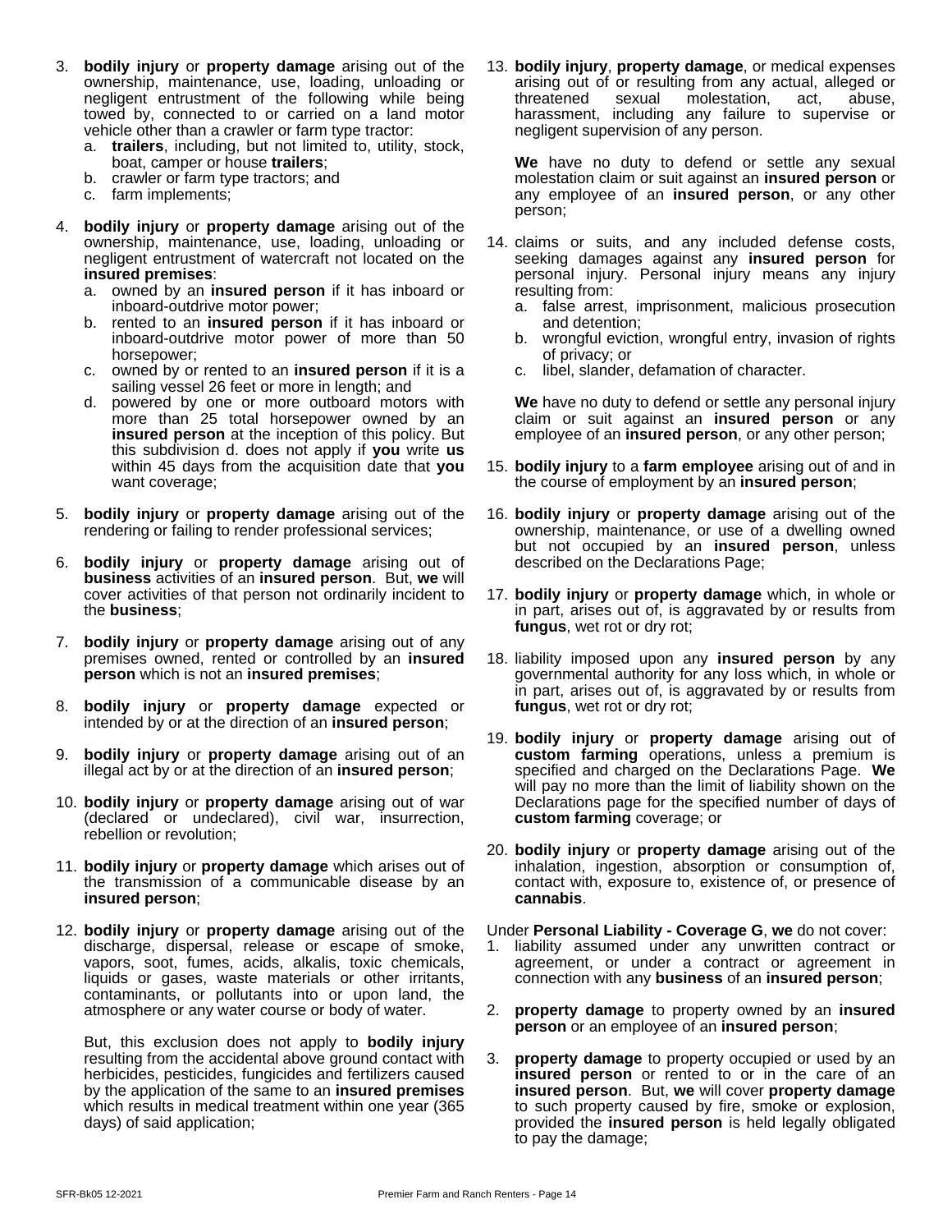3. **bodily injury** or **property damage** arising out of the ownership, maintenance, use, loading, unloading or negligent entrustment of the following while being towed by, connected to or carried on a land motor vehicle other than a crawler or farm type tractor:
   a. **trailers**, including, but not limited to, utility, stock, boat, camper or house **trailers**;
   b. crawler or farm type tractors; and
   c. farm implements;

4. **bodily injury** or **property damage** arising out of the ownership, maintenance, use, loading, unloading or negligent entrustment of watercraft not located on the **insured premises**:
   a. owned by an **insured person** if it has inboard or inboard-outdrive motor power;
   b. rented to an **insured person** if it has inboard or inboard-outdrive motor power of more than 50 horsepower;
   c. owned by or rented to an **insured person** if it is a sailing vessel 26 feet or more in length; and
   d. powered by one or more outboard motors with more than 25 total horsepower owned by an **insured person** at the inception of this policy. But this subdivision d. does not apply if **you** write **us** within 45 days from the acquisition date that **you** want coverage;

5. **bodily injury** or **property damage** arising out of the rendering or failing to render professional services;

6. **bodily injury** or **property damage** arising out of **business** activities of an **insured person**. But, **we** will cover activities of that person not ordinarily incident to the **business**;

7. **bodily injury** or **property damage** arising out of any premises owned, rented or controlled by an **insured person** which is not an **insured premises**;

8. **bodily injury** or **property damage** expected or intended by or at the direction of an **insured person**;

9. **bodily injury** or **property damage** arising out of an illegal act by or at the direction of an **insured person**;

10. **bodily injury** or **property damage** arising out of war (declared or undeclared), civil war, insurrection, rebellion or revolution;

11. **bodily injury** or **property damage** which arises out of the transmission of a communicable disease by an **insured person**;

12. **bodily injury** or **property damage** arising out of the discharge, dispersal, release or escape of smoke, vapors, soot, fumes, acids, alkalis, toxic chemicals, liquids or gases, waste materials or other irritants, contaminants, or pollutants into or upon land, the atmosphere or any water course or body of water.

    But, this exclusion does not apply to **bodily injury** resulting from the accidental above ground contact with herbicides, pesticides, fungicides and fertilizers caused by the application of the same to an **insured premises** which results in medical treatment within one year (365 days) of said application;

13. **bodily injury**, **property damage**, or medical expenses arising out of or resulting from any actual, alleged or threatened sexual molestation, act, abuse, harassment, including any failure to supervise or negligent supervision of any person.

    **We** have no duty to defend or settle any sexual molestation claim or suit against an **insured person** or any employee of an **insured person**, or any other person;

14. claims or suits, and any included defense costs, seeking damages against any **insured person** for personal injury. Personal injury means any injury resulting from:
    a. false arrest, imprisonment, malicious prosecution and detention;
    b. wrongful eviction, wrongful entry, invasion of rights of privacy; or
    c. libel, slander, defamation of character.

    **We** have no duty to defend or settle any personal injury claim or suit against an **insured person** or any employee of an **insured person**, or any other person;

15. **bodily injury** to a **farm employee** arising out of and in the course of employment by an **insured person**;

16. **bodily injury** or **property damage** arising out of the ownership, maintenance, or use of a dwelling owned but not occupied by an **insured person**, unless described on the Declarations Page;

17. **bodily injury** or **property damage** which, in whole or in part, arises out of, is aggravated by or results from **fungus**, wet rot or dry rot;

18. liability imposed upon any **insured person** by any governmental authority for any loss which, in whole or in part, arises out of, is aggravated by or results from **fungus**, wet rot or dry rot;

19. **bodily injury** or **property damage** arising out of **custom farming** operations, unless a premium is specified and charged on the Declarations Page. **We** will pay no more than the limit of liability shown on the Declarations page for the specified number of days of **custom farming** coverage; or

20. **bodily injury** or **property damage** arising out of the inhalation, ingestion, absorption or consumption of, contact with, exposure to, existence of, or presence of **cannabis**.

Under **Personal Liability - Coverage G**, **we** do not cover:

1. liability assumed under any unwritten contract or agreement, or under a contract or agreement in connection with any **business** of an **insured person**;

2. **property damage** to property owned by an **insured person** or an employee of an **insured person**;

3. **property damage** to property occupied or used by an **insured person** or rented to or in the care of an **insured person**. But, **we** will cover **property damage** to such property caused by fire, smoke or explosion, provided the **insured person** is held legally obligated to pay the damage;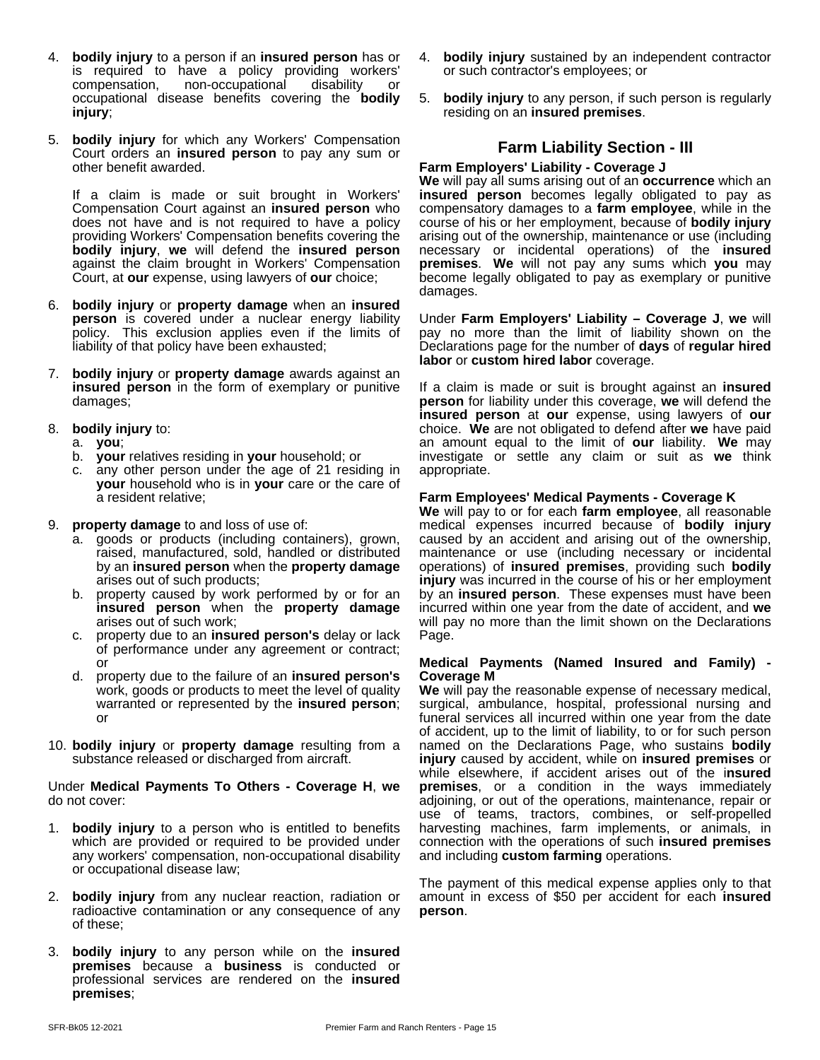4. **bodily injury** to a person if an **insured person** has or is required to have a policy providing workers' compensation, non-occupational disability or occupational disease benefits covering the **bodily injury**;

5. **bodily injury** for which any Workers' Compensation Court orders an **insured person** to pay any sum or other benefit awarded.

   If a claim is made or suit brought in Workers' Compensation Court against an **insured person** who does not have and is not required to have a policy providing Workers' Compensation benefits covering the **bodily injury**, **we** will defend the **insured person** against the claim brought in Workers' Compensation Court, at **our** expense, using lawyers of **our** choice;

6. **bodily injury** or **property damage** when an **insured person** is covered under a nuclear energy liability policy. This exclusion applies even if the limits of liability of that policy have been exhausted;

7. **bodily injury** or **property damage** awards against an **insured person** in the form of exemplary or punitive damages;

8. **bodily injury** to:
   a. **you**;
   b. **your** relatives residing in **your** household; or
   c. any other person under the age of 21 residing in **your** household who is in **your** care or the care of a resident relative;

9. **property damage** to and loss of use of:
   a. goods or products (including containers), grown, raised, manufactured, sold, handled or distributed by an **insured person** when the **property damage** arises out of such products;
   b. property caused by work performed by or for an **insured person** when the **property damage** arises out of such work;
   c. property due to an **insured person's** delay or lack of performance under any agreement or contract; or
   d. property due to the failure of an **insured person's** work, goods or products to meet the level of quality warranted or represented by the **insured person**; or

10. **bodily injury** or **property damage** resulting from a substance released or discharged from aircraft.

Under **Medical Payments To Others - Coverage H**, **we** do not cover:

1. **bodily injury** to a person who is entitled to benefits which are provided or required to be provided under any workers' compensation, non-occupational disability or occupational disease law;

2. **bodily injury** from any nuclear reaction, radiation or radioactive contamination or any consequence of any of these;

3. **bodily injury** to any person while on the **insured premises** because a **business** is conducted or professional services are rendered on the **insured premises**;

4. **bodily injury** sustained by an independent contractor or such contractor's employees; or

5. **bodily injury** to any person, if such person is regularly residing on an **insured premises**.

## Farm Liability Section - III

**Farm Employers' Liability - Coverage J**

**We** will pay all sums arising out of an **occurrence** which an **insured person** becomes legally obligated to pay as compensatory damages to a **farm employee**, while in the course of his or her employment, because of **bodily injury** arising out of the ownership, maintenance or use (including necessary or incidental operations) of the **insured premises**. **We** will not pay any sums which **you** may become legally obligated to pay as exemplary or punitive damages.

Under **Farm Employers' Liability – Coverage J**, **we** will pay no more than the limit of liability shown on the Declarations page for the number of **days** of **regular hired labor** or **custom hired labor** coverage.

If a claim is made or suit is brought against an **insured person** for liability under this coverage, **we** will defend the **insured person** at **our** expense, using lawyers of **our** choice. **We** are not obligated to defend after **we** have paid an amount equal to the limit of **our** liability. **We** may investigate or settle any claim or suit as **we** think appropriate.

**Farm Employees' Medical Payments - Coverage K**

**We** will pay to or for each **farm employee**, all reasonable medical expenses incurred because of **bodily injury** caused by an accident and arising out of the ownership, maintenance or use (including necessary or incidental operations) of **insured premises**, providing such **bodily injury** was incurred in the course of his or her employment by an **insured person**. These expenses must have been incurred within one year from the date of accident, and **we** will pay no more than the limit shown on the Declarations Page.

**Medical Payments (Named Insured and Family) - Coverage M**

**We** will pay the reasonable expense of necessary medical, surgical, ambulance, hospital, professional nursing and funeral services all incurred within one year from the date of accident, up to the limit of liability, to or for such person named on the Declarations Page, who sustains **bodily injury** caused by accident, while on **insured premises** or while elsewhere, if accident arises out of the **insured premises**, or a condition in the ways immediately adjoining, or out of the operations, maintenance, repair or use of teams, tractors, combines, or self-propelled harvesting machines, farm implements, or animals, in connection with the operations of such **insured premises** and including **custom farming** operations.

The payment of this medical expense applies only to that amount in excess of $50 per accident for each **insured person**.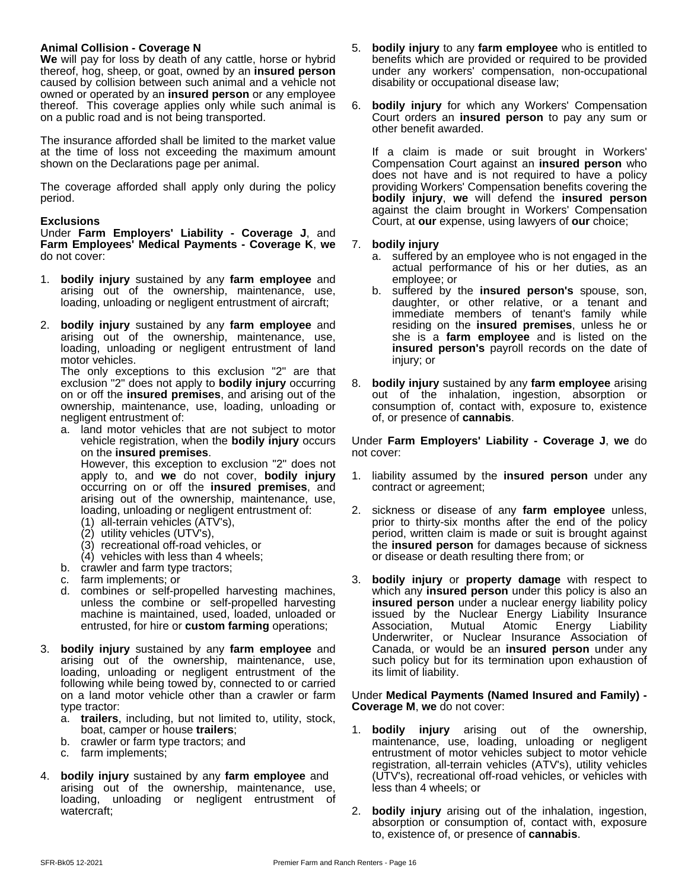**Animal Collision - Coverage N**

**We** will pay for loss by death of any cattle, horse or hybrid thereof, hog, sheep, or goat, owned by an **insured person** caused by collision between such animal and a vehicle not owned or operated by an **insured person** or any employee thereof. This coverage applies only while such animal is on a public road and is not being transported.

The insurance afforded shall be limited to the market value at the time of loss not exceeding the maximum amount shown on the Declarations page per animal.

The coverage afforded shall apply only during the policy period.

**Exclusions**

Under **Farm Employers' Liability - Coverage J**, and **Farm Employees' Medical Payments - Coverage K**, **we** do not cover:

1. **bodily injury** sustained by any **farm employee** and arising out of the ownership, maintenance, use, loading, unloading or negligent entrustment of aircraft;

2. **bodily injury** sustained by any **farm employee** and arising out of the ownership, maintenance, use, loading, unloading or negligent entrustment of land motor vehicles.
   The only exceptions to this exclusion "2" are that exclusion "2" does not apply to **bodily injury** occurring on or off the **insured premises**, and arising out of the ownership, maintenance, use, loading, unloading or negligent entrustment of:
   a. land motor vehicles that are not subject to motor vehicle registration, when the **bodily injury** occurs on the **insured premises**.
      However, this exception to exclusion "2" does not apply to, and **we** do not cover, **bodily injury** occurring on or off the **insured premises**, and arising out of the ownership, maintenance, use, loading, unloading or negligent entrustment of:
      (1) all-terrain vehicles (ATV's),
      (2) utility vehicles (UTV's),
      (3) recreational off-road vehicles, or
      (4) vehicles with less than 4 wheels;
   b. crawler and farm type tractors;
   c. farm implements; or
   d. combines or self-propelled harvesting machines, unless the combine or self-propelled harvesting machine is maintained, used, loaded, unloaded or entrusted, for hire or **custom farming** operations;

3. **bodily injury** sustained by any **farm employee** and arising out of the ownership, maintenance, use, loading, unloading or negligent entrustment of the following while being towed by, connected to or carried on a land motor vehicle other than a crawler or farm type tractor:
   a. **trailers**, including, but not limited to, utility, stock, boat, camper or house **trailers**;
   b. crawler or farm type tractors; and
   c. farm implements;

4. **bodily injury** sustained by any **farm employee** and arising out of the ownership, maintenance, use, loading, unloading or negligent entrustment of watercraft;

5. **bodily injury** to any **farm employee** who is entitled to benefits which are provided or required to be provided under any workers' compensation, non-occupational disability or occupational disease law;

6. **bodily injury** for which any Workers' Compensation Court orders an **insured person** to pay any sum or other benefit awarded.

   If a claim is made or suit brought in Workers' Compensation Court against an **insured person** who does not have and is not required to have a policy providing Workers' Compensation benefits covering the **bodily injury**, **we** will defend the **insured person** against the claim brought in Workers' Compensation Court, at **our** expense, using lawyers of **our** choice;

7. **bodily injury**
   a. suffered by an employee who is not engaged in the actual performance of his or her duties, as an employee; or
   b. suffered by the **insured person's** spouse, son, daughter, or other relative, or a tenant and immediate members of tenant's family while residing on the **insured premises**, unless he or she is a **farm employee** and is listed on the **insured person's** payroll records on the date of injury; or

8. **bodily injury** sustained by any **farm employee** arising out of the inhalation, ingestion, absorption or consumption of, contact with, exposure to, existence of, or presence of **cannabis**.

Under **Farm Employers' Liability - Coverage J**, **we** do not cover:

1. liability assumed by the **insured person** under any contract or agreement;

2. sickness or disease of any **farm employee** unless, prior to thirty-six months after the end of the policy period, written claim is made or suit is brought against the **insured person** for damages because of sickness or disease or death resulting there from; or

3. **bodily injury** or **property damage** with respect to which any **insured person** under this policy is also an **insured person** under a nuclear energy liability policy issued by the Nuclear Energy Liability Insurance Association, Mutual Atomic Energy Liability Underwriter, or Nuclear Insurance Association of Canada, or would be an **insured person** under any such policy but for its termination upon exhaustion of its limit of liability.

Under **Medical Payments (Named Insured and Family) - Coverage M**, **we** do not cover:

1. **bodily injury** arising out of the ownership, maintenance, use, loading, unloading or negligent entrustment of motor vehicles subject to motor vehicle registration, all-terrain vehicles (ATV's), utility vehicles (UTV's), recreational off-road vehicles, or vehicles with less than 4 wheels; or

2. **bodily injury** arising out of the inhalation, ingestion, absorption or consumption of, contact with, exposure to, existence of, or presence of **cannabis**.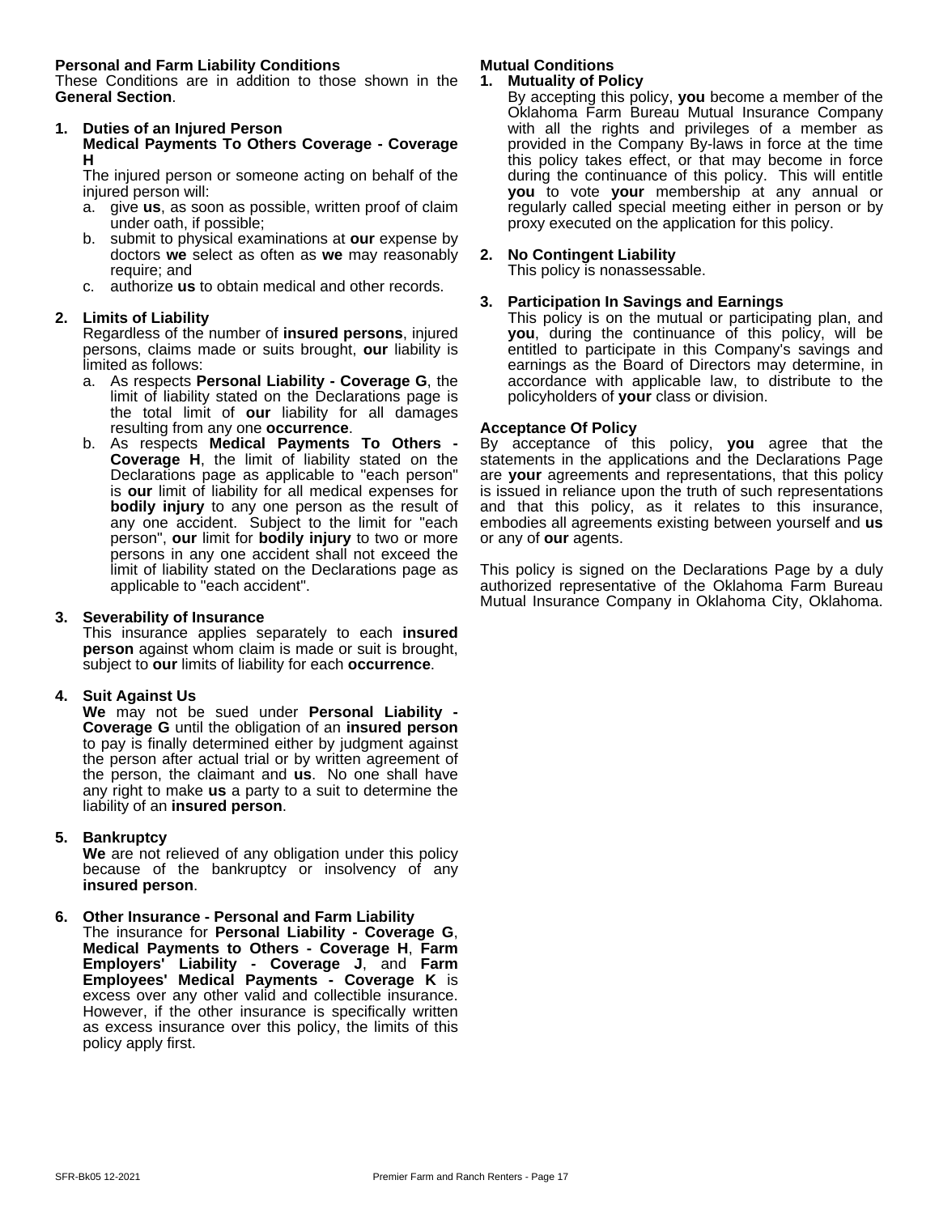**Personal and Farm Liability Conditions**

These Conditions are in addition to those shown in the **General Section**.

1. **Duties of an Injured Person**
   **Medical Payments To Others Coverage - Coverage H**
   The injured person or someone acting on behalf of the injured person will:
   a. give **us**, as soon as possible, written proof of claim under oath, if possible;
   b. submit to physical examinations at **our** expense by doctors **we** select as often as **we** may reasonably require; and
   c. authorize **us** to obtain medical and other records.

2. **Limits of Liability**
   Regardless of the number of **insured persons**, injured persons, claims made or suits brought, **our** liability is limited as follows:
   a. As respects **Personal Liability - Coverage G**, the limit of liability stated on the Declarations page is the total limit of **our** liability for all damages resulting from any one **occurrence**.
   b. As respects **Medical Payments To Others - Coverage H**, the limit of liability stated on the Declarations page as applicable to "each person" is **our** limit of liability for all medical expenses for **bodily injury** to any one person as the result of any one accident. Subject to the limit for "each person", **our** limit for **bodily injury** to two or more persons in any one accident shall not exceed the limit of liability stated on the Declarations page as applicable to "each accident".

3. **Severability of Insurance**
   This insurance applies separately to each **insured person** against whom claim is made or suit is brought, subject to **our** limits of liability for each **occurrence**.

4. **Suit Against Us**
   **We** may not be sued under **Personal Liability - Coverage G** until the obligation of an **insured person** to pay is finally determined either by judgment against the person after actual trial or by written agreement of the person, the claimant and **us**. No one shall have any right to make **us** a party to a suit to determine the liability of an **insured person**.

5. **Bankruptcy**
   **We** are not relieved of any obligation under this policy because of the bankruptcy or insolvency of any **insured person**.

6. **Other Insurance - Personal and Farm Liability**
   The insurance for **Personal Liability - Coverage G**, **Medical Payments to Others - Coverage H**, **Farm Employers' Liability - Coverage J**, and **Farm Employees' Medical Payments - Coverage K** is excess over any other valid and collectible insurance. However, if the other insurance is specifically written as excess insurance over this policy, the limits of this policy apply first.

**Mutual Conditions**

1. **Mutuality of Policy**
   By accepting this policy, **you** become a member of the Oklahoma Farm Bureau Mutual Insurance Company with all the rights and privileges of a member as provided in the Company By-laws in force at the time this policy takes effect, or that may become in force during the continuance of this policy. This will entitle **you** to vote **your** membership at any annual or regularly called special meeting either in person or by proxy executed on the application for this policy.

2. **No Contingent Liability**
   This policy is nonassessable.

3. **Participation In Savings and Earnings**
   This policy is on the mutual or participating plan, and **you**, during the continuance of this policy, will be entitled to participate in this Company's savings and earnings as the Board of Directors may determine, in accordance with applicable law, to distribute to the policyholders of **your** class or division.

**Acceptance Of Policy**

By acceptance of this policy, **you** agree that the statements in the applications and the Declarations Page are **your** agreements and representations, that this policy is issued in reliance upon the truth of such representations and that this policy, as it relates to this insurance, embodies all agreements existing between yourself and **us** or any of **our** agents.

This policy is signed on the Declarations Page by a duly authorized representative of the Oklahoma Farm Bureau Mutual Insurance Company in Oklahoma City, Oklahoma.